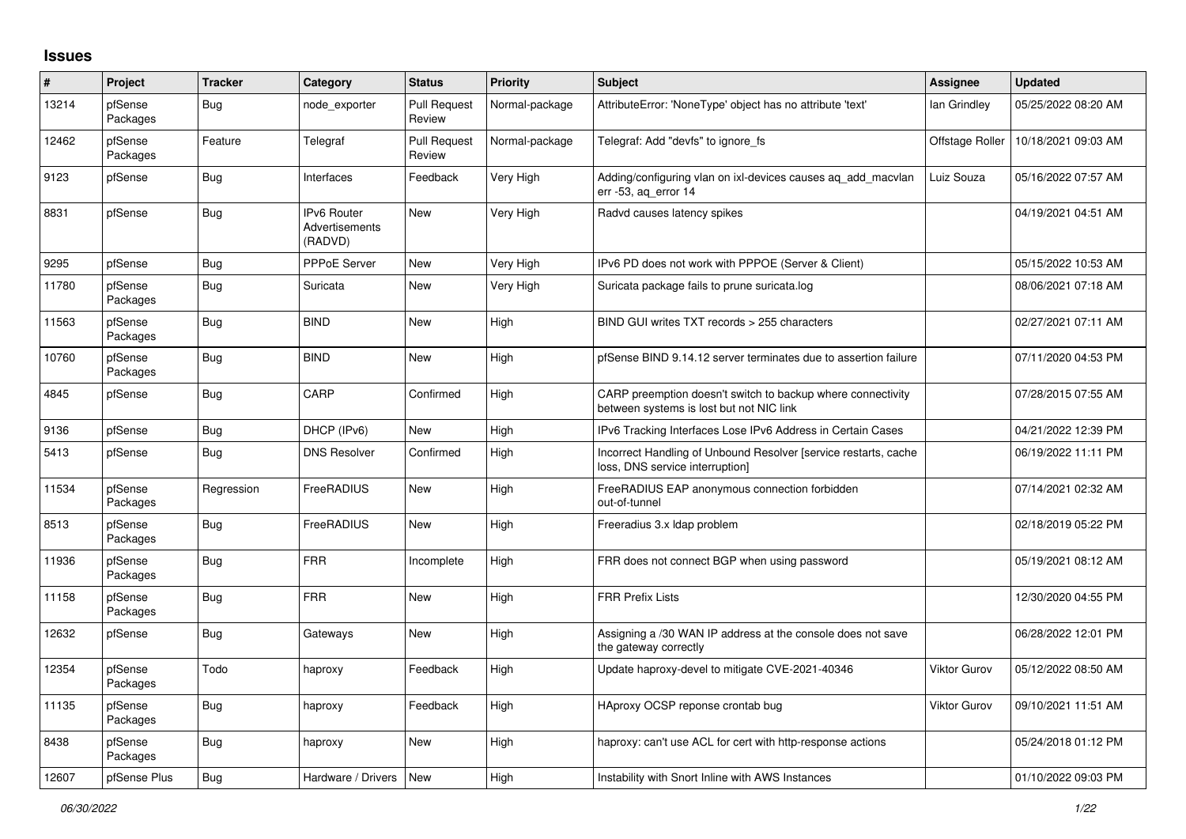## Issues

| # | Project | Tracker | Category | Status | Priority | Subject | Assignee | Updated |
|---|---|---|---|---|---|---|---|---|
| 13214 | pfSense Packages | Bug | node_exporter | Pull Request Review | Normal-package | AttributeError: 'NoneType' object has no attribute 'text' | Ian Grindley | 05/25/2022 08:20 AM |
| 12462 | pfSense Packages | Feature | Telegraf | Pull Request Review | Normal-package | Telegraf: Add "devfs" to ignore_fs | Offstage Roller | 10/18/2021 09:03 AM |
| 9123 | pfSense | Bug | Interfaces | Feedback | Very High | Adding/configuring vlan on ixl-devices causes aq_add_macvlan err -53, aq_error 14 | Luiz Souza | 05/16/2022 07:57 AM |
| 8831 | pfSense | Bug | IPv6 Router Advertisements (RADVD) | New | Very High | Radvd causes latency spikes | | 04/19/2021 04:51 AM |
| 9295 | pfSense | Bug | PPPoE Server | New | Very High | IPv6 PD does not work with PPPOE (Server & Client) | | 05/15/2022 10:53 AM |
| 11780 | pfSense Packages | Bug | Suricata | New | Very High | Suricata package fails to prune suricata.log | | 08/06/2021 07:18 AM |
| 11563 | pfSense Packages | Bug | BIND | New | High | BIND GUI writes TXT records > 255 characters | | 02/27/2021 07:11 AM |
| 10760 | pfSense Packages | Bug | BIND | New | High | pfSense BIND 9.14.12 server terminates due to assertion failure | | 07/11/2020 04:53 PM |
| 4845 | pfSense | Bug | CARP | Confirmed | High | CARP preemption doesn't switch to backup where connectivity between systems is lost but not NIC link | | 07/28/2015 07:55 AM |
| 9136 | pfSense | Bug | DHCP (IPv6) | New | High | IPv6 Tracking Interfaces Lose IPv6 Address in Certain Cases | | 04/21/2022 12:39 PM |
| 5413 | pfSense | Bug | DNS Resolver | Confirmed | High | Incorrect Handling of Unbound Resolver [service restarts, cache loss, DNS service interruption] | | 06/19/2022 11:11 PM |
| 11534 | pfSense Packages | Regression | FreeRADIUS | New | High | FreeRADIUS EAP anonymous connection forbidden out-of-tunnel | | 07/14/2021 02:32 AM |
| 8513 | pfSense Packages | Bug | FreeRADIUS | New | High | Freeradius 3.x ldap problem | | 02/18/2019 05:22 PM |
| 11936 | pfSense Packages | Bug | FRR | Incomplete | High | FRR does not connect BGP when using password | | 05/19/2021 08:12 AM |
| 11158 | pfSense Packages | Bug | FRR | New | High | FRR Prefix Lists | | 12/30/2020 04:55 PM |
| 12632 | pfSense | Bug | Gateways | New | High | Assigning a /30 WAN IP address at the console does not save the gateway correctly | | 06/28/2022 12:01 PM |
| 12354 | pfSense Packages | Todo | haproxy | Feedback | High | Update haproxy-devel to mitigate CVE-2021-40346 | Viktor Gurov | 05/12/2022 08:50 AM |
| 11135 | pfSense Packages | Bug | haproxy | Feedback | High | HAproxy OCSP reponse crontab bug | Viktor Gurov | 09/10/2021 11:51 AM |
| 8438 | pfSense Packages | Bug | haproxy | New | High | haproxy: can't use ACL for cert with http-response actions | | 05/24/2018 01:12 PM |
| 12607 | pfSense Plus | Bug | Hardware / Drivers | New | High | Instability with Snort Inline with AWS Instances | | 01/10/2022 09:03 PM |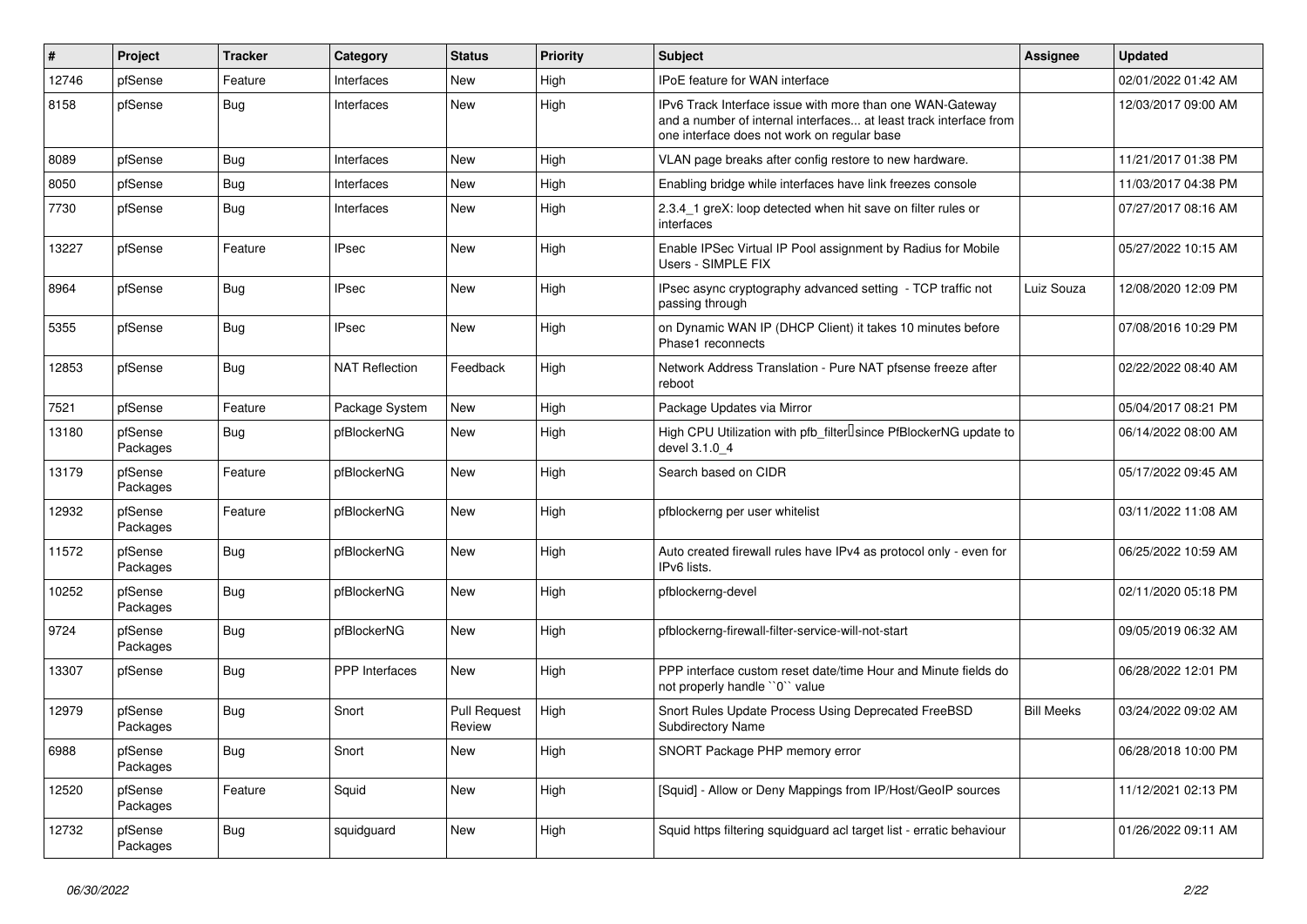| # | Project | Tracker | Category | Status | Priority | Subject | Assignee | Updated |
|---|---|---|---|---|---|---|---|---|
| 12746 | pfSense | Feature | Interfaces | New | High | IPoE feature for WAN interface | | 02/01/2022 01:42 AM |
| 8158 | pfSense | Bug | Interfaces | New | High | IPv6 Track Interface issue with more than one WAN-Gateway and a number of internal interfaces... at least track interface from one interface does not work on regular base | | 12/03/2017 09:00 AM |
| 8089 | pfSense | Bug | Interfaces | New | High | VLAN page breaks after config restore to new hardware. | | 11/21/2017 01:38 PM |
| 8050 | pfSense | Bug | Interfaces | New | High | Enabling bridge while interfaces have link freezes console | | 11/03/2017 04:38 PM |
| 7730 | pfSense | Bug | Interfaces | New | High | 2.3.4_1 greX: loop detected when hit save on filter rules or interfaces | | 07/27/2017 08:16 AM |
| 13227 | pfSense | Feature | IPsec | New | High | Enable IPSec Virtual IP Pool assignment by Radius for Mobile Users - SIMPLE FIX | | 05/27/2022 10:15 AM |
| 8964 | pfSense | Bug | IPsec | New | High | IPsec async cryptography advanced setting - TCP traffic not passing through | Luiz Souza | 12/08/2020 12:09 PM |
| 5355 | pfSense | Bug | IPsec | New | High | on Dynamic WAN IP (DHCP Client) it takes 10 minutes before Phase1 reconnects | | 07/08/2016 10:29 PM |
| 12853 | pfSense | Bug | NAT Reflection | Feedback | High | Network Address Translation - Pure NAT pfsense freeze after reboot | | 02/22/2022 08:40 AM |
| 7521 | pfSense | Feature | Package System | New | High | Package Updates via Mirror | | 05/04/2017 08:21 PM |
| 13180 | pfSense Packages | Bug | pfBlockerNG | New | High | High CPU Utilization with pfb_filter since PfBlockerNG update to devel 3.1.0_4 | | 06/14/2022 08:00 AM |
| 13179 | pfSense Packages | Feature | pfBlockerNG | New | High | Search based on CIDR | | 05/17/2022 09:45 AM |
| 12932 | pfSense Packages | Feature | pfBlockerNG | New | High | pfblockerng per user whitelist | | 03/11/2022 11:08 AM |
| 11572 | pfSense Packages | Bug | pfBlockerNG | New | High | Auto created firewall rules have IPv4 as protocol only - even for IPv6 lists. | | 06/25/2022 10:59 AM |
| 10252 | pfSense Packages | Bug | pfBlockerNG | New | High | pfblockerng-devel | | 02/11/2020 05:18 PM |
| 9724 | pfSense Packages | Bug | pfBlockerNG | New | High | pfblockerng-firewall-filter-service-will-not-start | | 09/05/2019 06:32 AM |
| 13307 | pfSense | Bug | PPP Interfaces | New | High | PPP interface custom reset date/time Hour and Minute fields do not properly handle ``0`` value | | 06/28/2022 12:01 PM |
| 12979 | pfSense Packages | Bug | Snort | Pull Request Review | High | Snort Rules Update Process Using Deprecated FreeBSD Subdirectory Name | Bill Meeks | 03/24/2022 09:02 AM |
| 6988 | pfSense Packages | Bug | Snort | New | High | SNORT Package PHP memory error | | 06/28/2018 10:00 PM |
| 12520 | pfSense Packages | Feature | Squid | New | High | [Squid] - Allow or Deny Mappings from IP/Host/GeoIP sources | | 11/12/2021 02:13 PM |
| 12732 | pfSense Packages | Bug | squidguard | New | High | Squid https filtering squidguard acl target list - erratic behaviour | | 01/26/2022 09:11 AM |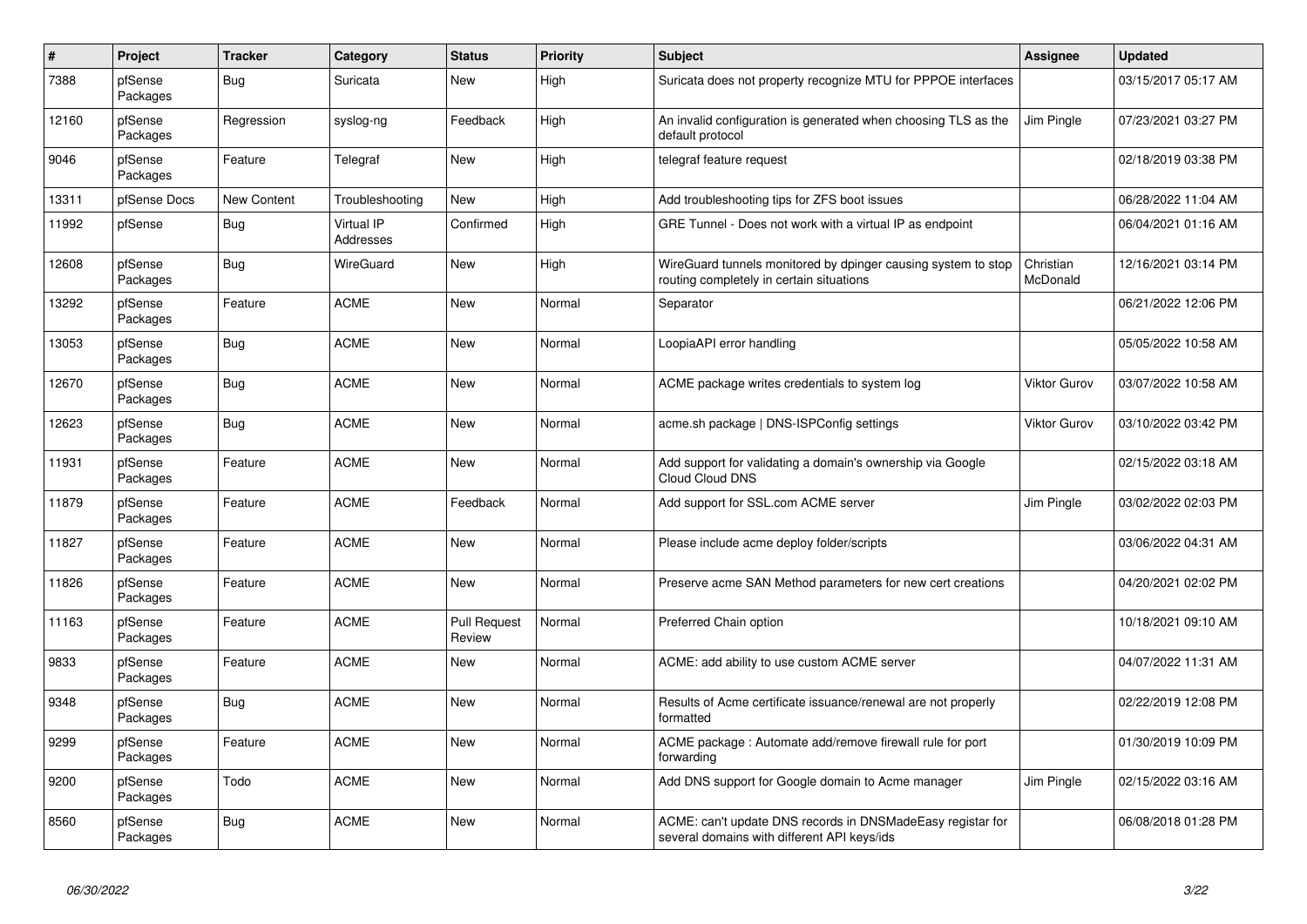| # | Project | Tracker | Category | Status | Priority | Subject | Assignee | Updated |
|---|---|---|---|---|---|---|---|---|
| 7388 | pfSense Packages | Bug | Suricata | New | High | Suricata does not property recognize MTU for PPPOE interfaces | | 03/15/2017 05:17 AM |
| 12160 | pfSense Packages | Regression | syslog-ng | Feedback | High | An invalid configuration is generated when choosing TLS as the default protocol | Jim Pingle | 07/23/2021 03:27 PM |
| 9046 | pfSense Packages | Feature | Telegraf | New | High | telegraf feature request | | 02/18/2019 03:38 PM |
| 13311 | pfSense Docs | New Content | Troubleshooting | New | High | Add troubleshooting tips for ZFS boot issues | | 06/28/2022 11:04 AM |
| 11992 | pfSense | Bug | Virtual IP Addresses | Confirmed | High | GRE Tunnel - Does not work with a virtual IP as endpoint | | 06/04/2021 01:16 AM |
| 12608 | pfSense Packages | Bug | WireGuard | New | High | WireGuard tunnels monitored by dpinger causing system to stop routing completely in certain situations | Christian McDonald | 12/16/2021 03:14 PM |
| 13292 | pfSense Packages | Feature | ACME | New | Normal | Separator | | 06/21/2022 12:06 PM |
| 13053 | pfSense Packages | Bug | ACME | New | Normal | LoopiaAPI error handling | | 05/05/2022 10:58 AM |
| 12670 | pfSense Packages | Bug | ACME | New | Normal | ACME package writes credentials to system log | Viktor Gurov | 03/07/2022 10:58 AM |
| 12623 | pfSense Packages | Bug | ACME | New | Normal | acme.sh package \| DNS-ISPConfig settings | Viktor Gurov | 03/10/2022 03:42 PM |
| 11931 | pfSense Packages | Feature | ACME | New | Normal | Add support for validating a domain's ownership via Google Cloud Cloud DNS | | 02/15/2022 03:18 AM |
| 11879 | pfSense Packages | Feature | ACME | Feedback | Normal | Add support for SSL.com ACME server | Jim Pingle | 03/02/2022 02:03 PM |
| 11827 | pfSense Packages | Feature | ACME | New | Normal | Please include acme deploy folder/scripts | | 03/06/2022 04:31 AM |
| 11826 | pfSense Packages | Feature | ACME | New | Normal | Preserve acme SAN Method parameters for new cert creations | | 04/20/2021 02:02 PM |
| 11163 | pfSense Packages | Feature | ACME | Pull Request Review | Normal | Preferred Chain option | | 10/18/2021 09:10 AM |
| 9833 | pfSense Packages | Feature | ACME | New | Normal | ACME: add ability to use custom ACME server | | 04/07/2022 11:31 AM |
| 9348 | pfSense Packages | Bug | ACME | New | Normal | Results of Acme certificate issuance/renewal are not properly formatted | | 02/22/2019 12:08 PM |
| 9299 | pfSense Packages | Feature | ACME | New | Normal | ACME package : Automate add/remove firewall rule for port forwarding | | 01/30/2019 10:09 PM |
| 9200 | pfSense Packages | Todo | ACME | New | Normal | Add DNS support for Google domain to Acme manager | Jim Pingle | 02/15/2022 03:16 AM |
| 8560 | pfSense Packages | Bug | ACME | New | Normal | ACME: can't update DNS records in DNSMadeEasy registar for several domains with different API keys/ids | | 06/08/2018 01:28 PM |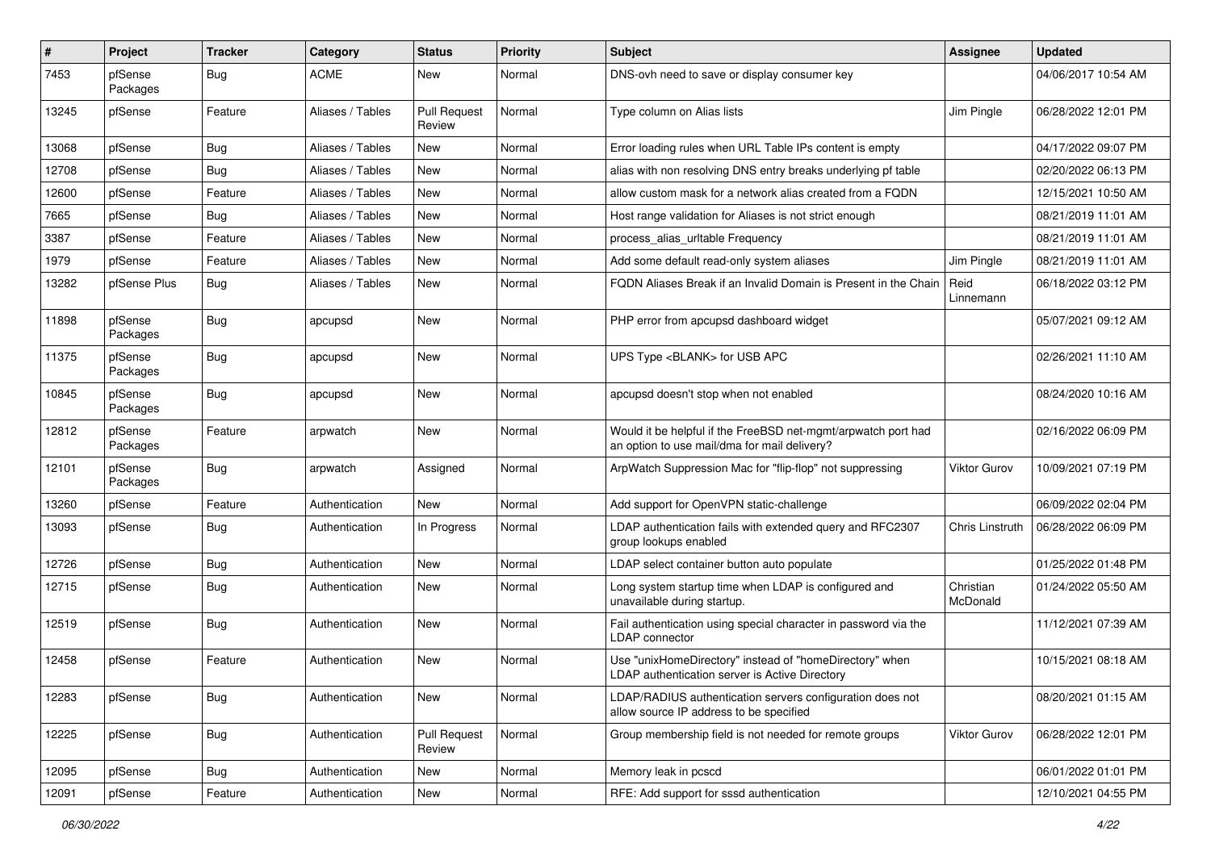| # | Project | Tracker | Category | Status | Priority | Subject | Assignee | Updated |
|---|---|---|---|---|---|---|---|---|
| 7453 | pfSense Packages | Bug | ACME | New | Normal | DNS-ovh need to save or display consumer key | | 04/06/2017 10:54 AM |
| 13245 | pfSense | Feature | Aliases / Tables | Pull Request Review | Normal | Type column on Alias lists | Jim Pingle | 06/28/2022 12:01 PM |
| 13068 | pfSense | Bug | Aliases / Tables | New | Normal | Error loading rules when URL Table IPs content is empty | | 04/17/2022 09:07 PM |
| 12708 | pfSense | Bug | Aliases / Tables | New | Normal | alias with non resolving DNS entry breaks underlying pf table | | 02/20/2022 06:13 PM |
| 12600 | pfSense | Feature | Aliases / Tables | New | Normal | allow custom mask for a network alias created from a FQDN | | 12/15/2021 10:50 AM |
| 7665 | pfSense | Bug | Aliases / Tables | New | Normal | Host range validation for Aliases is not strict enough | | 08/21/2019 11:01 AM |
| 3387 | pfSense | Feature | Aliases / Tables | New | Normal | process_alias_urltable Frequency | | 08/21/2019 11:01 AM |
| 1979 | pfSense | Feature | Aliases / Tables | New | Normal | Add some default read-only system aliases | Jim Pingle | 08/21/2019 11:01 AM |
| 13282 | pfSense Plus | Bug | Aliases / Tables | New | Normal | FQDN Aliases Break if an Invalid Domain is Present in the Chain | Reid Linnemann | 06/18/2022 03:12 PM |
| 11898 | pfSense Packages | Bug | apcupsd | New | Normal | PHP error from apcupsd dashboard widget | | 05/07/2021 09:12 AM |
| 11375 | pfSense Packages | Bug | apcupsd | New | Normal | UPS Type <BLANK> for USB APC | | 02/26/2021 11:10 AM |
| 10845 | pfSense Packages | Bug | apcupsd | New | Normal | apcupsd doesn't stop when not enabled | | 08/24/2020 10:16 AM |
| 12812 | pfSense Packages | Feature | arpwatch | New | Normal | Would it be helpful if the FreeBSD net-mgmt/arpwatch port had an option to use mail/dma for mail delivery? | | 02/16/2022 06:09 PM |
| 12101 | pfSense Packages | Bug | arpwatch | Assigned | Normal | ArpWatch Suppression Mac for "flip-flop" not suppressing | Viktor Gurov | 10/09/2021 07:19 PM |
| 13260 | pfSense | Feature | Authentication | New | Normal | Add support for OpenVPN static-challenge | | 06/09/2022 02:04 PM |
| 13093 | pfSense | Bug | Authentication | In Progress | Normal | LDAP authentication fails with extended query and RFC2307 group lookups enabled | Chris Linstruth | 06/28/2022 06:09 PM |
| 12726 | pfSense | Bug | Authentication | New | Normal | LDAP select container button auto populate | | 01/25/2022 01:48 PM |
| 12715 | pfSense | Bug | Authentication | New | Normal | Long system startup time when LDAP is configured and unavailable during startup. | Christian McDonald | 01/24/2022 05:50 AM |
| 12519 | pfSense | Bug | Authentication | New | Normal | Fail authentication using special character in password via the LDAP connector | | 11/12/2021 07:39 AM |
| 12458 | pfSense | Feature | Authentication | New | Normal | Use "unixHomeDirectory" instead of "homeDirectory" when LDAP authentication server is Active Directory | | 10/15/2021 08:18 AM |
| 12283 | pfSense | Bug | Authentication | New | Normal | LDAP/RADIUS authentication servers configuration does not allow source IP address to be specified | | 08/20/2021 01:15 AM |
| 12225 | pfSense | Bug | Authentication | Pull Request Review | Normal | Group membership field is not needed for remote groups | Viktor Gurov | 06/28/2022 12:01 PM |
| 12095 | pfSense | Bug | Authentication | New | Normal | Memory leak in pcscd | | 06/01/2022 01:01 PM |
| 12091 | pfSense | Feature | Authentication | New | Normal | RFE: Add support for sssd authentication | | 12/10/2021 04:55 PM |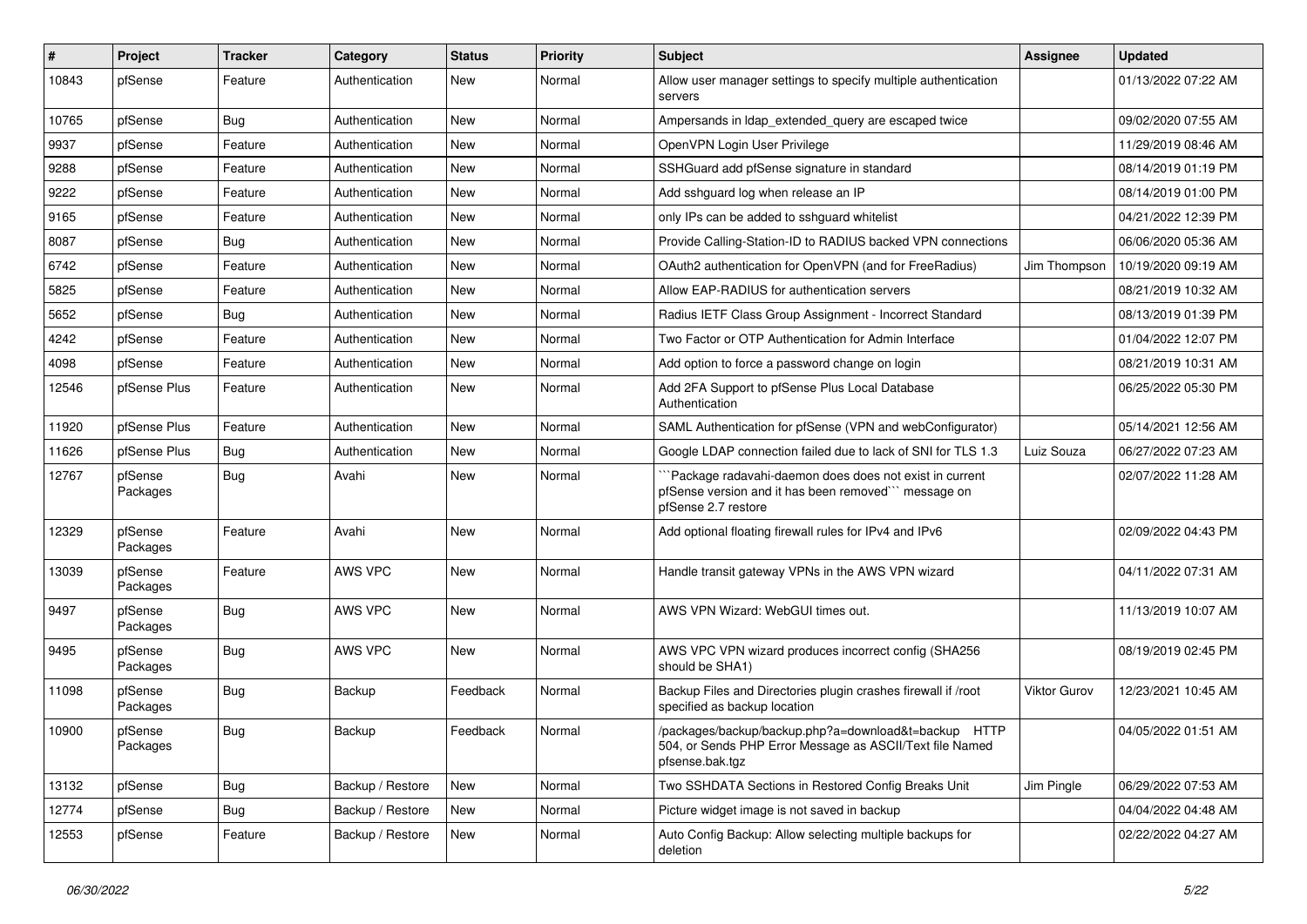| # | Project | Tracker | Category | Status | Priority | Subject | Assignee | Updated |
|---|---|---|---|---|---|---|---|---|
| 10843 | pfSense | Feature | Authentication | New | Normal | Allow user manager settings to specify multiple authentication servers | | 01/13/2022 07:22 AM |
| 10765 | pfSense | Bug | Authentication | New | Normal | Ampersands in ldap_extended_query are escaped twice | | 09/02/2020 07:55 AM |
| 9937 | pfSense | Feature | Authentication | New | Normal | OpenVPN Login User Privilege | | 11/29/2019 08:46 AM |
| 9288 | pfSense | Feature | Authentication | New | Normal | SSHGuard add pfSense signature in standard | | 08/14/2019 01:19 PM |
| 9222 | pfSense | Feature | Authentication | New | Normal | Add sshguard log when release an IP | | 08/14/2019 01:00 PM |
| 9165 | pfSense | Feature | Authentication | New | Normal | only IPs can be added to sshguard whitelist | | 04/21/2022 12:39 PM |
| 8087 | pfSense | Bug | Authentication | New | Normal | Provide Calling-Station-ID to RADIUS backed VPN connections | | 06/06/2020 05:36 AM |
| 6742 | pfSense | Feature | Authentication | New | Normal | OAuth2 authentication for OpenVPN (and for FreeRadius) | Jim Thompson | 10/19/2020 09:19 AM |
| 5825 | pfSense | Feature | Authentication | New | Normal | Allow EAP-RADIUS for authentication servers | | 08/21/2019 10:32 AM |
| 5652 | pfSense | Bug | Authentication | New | Normal | Radius IETF Class Group Assignment - Incorrect Standard | | 08/13/2019 01:39 PM |
| 4242 | pfSense | Feature | Authentication | New | Normal | Two Factor or OTP Authentication for Admin Interface | | 01/04/2022 12:07 PM |
| 4098 | pfSense | Feature | Authentication | New | Normal | Add option to force a password change on login | | 08/21/2019 10:31 AM |
| 12546 | pfSense Plus | Feature | Authentication | New | Normal | Add 2FA Support to pfSense Plus Local Database Authentication | | 06/25/2022 05:30 PM |
| 11920 | pfSense Plus | Feature | Authentication | New | Normal | SAML Authentication for pfSense (VPN and webConfigurator) | | 05/14/2021 12:56 AM |
| 11626 | pfSense Plus | Bug | Authentication | New | Normal | Google LDAP connection failed due to lack of SNI for TLS 1.3 | Luiz Souza | 06/27/2022 07:23 AM |
| 12767 | pfSense Packages | Bug | Avahi | New | Normal | ```Package radavahi-daemon does does not exist in current pfSense version and it has been removed``` message on pfSense 2.7 restore | | 02/07/2022 11:28 AM |
| 12329 | pfSense Packages | Feature | Avahi | New | Normal | Add optional floating firewall rules for IPv4 and IPv6 | | 02/09/2022 04:43 PM |
| 13039 | pfSense Packages | Feature | AWS VPC | New | Normal | Handle transit gateway VPNs in the AWS VPN wizard | | 04/11/2022 07:31 AM |
| 9497 | pfSense Packages | Bug | AWS VPC | New | Normal | AWS VPN Wizard: WebGUI times out. | | 11/13/2019 10:07 AM |
| 9495 | pfSense Packages | Bug | AWS VPC | New | Normal | AWS VPC VPN wizard produces incorrect config (SHA256 should be SHA1) | | 08/19/2019 02:45 PM |
| 11098 | pfSense Packages | Bug | Backup | Feedback | Normal | Backup Files and Directories plugin crashes firewall if /root specified as backup location | Viktor Gurov | 12/23/2021 10:45 AM |
| 10900 | pfSense Packages | Bug | Backup | Feedback | Normal | /packages/backup/backup.php?a=download&t=backup HTTP 504, or Sends PHP Error Message as ASCII/Text file Named pfsense.bak.tgz | | 04/05/2022 01:51 AM |
| 13132 | pfSense | Bug | Backup / Restore | New | Normal | Two SSHDATA Sections in Restored Config Breaks Unit | Jim Pingle | 06/29/2022 07:53 AM |
| 12774 | pfSense | Bug | Backup / Restore | New | Normal | Picture widget image is not saved in backup | | 04/04/2022 04:48 AM |
| 12553 | pfSense | Feature | Backup / Restore | New | Normal | Auto Config Backup: Allow selecting multiple backups for deletion | | 02/22/2022 04:27 AM |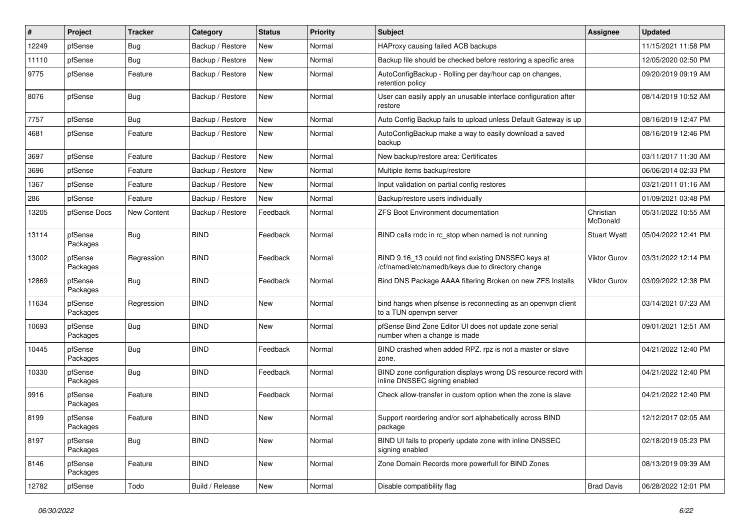| # | Project | Tracker | Category | Status | Priority | Subject | Assignee | Updated |
|---|---|---|---|---|---|---|---|---|
| 12249 | pfSense | Bug | Backup / Restore | New | Normal | HAProxy causing failed ACB backups | | 11/15/2021 11:58 PM |
| 11110 | pfSense | Bug | Backup / Restore | New | Normal | Backup file should be checked before restoring a specific area | | 12/05/2020 02:50 PM |
| 9775 | pfSense | Feature | Backup / Restore | New | Normal | AutoConfigBackup - Rolling per day/hour cap on changes, retention policy | | 09/20/2019 09:19 AM |
| 8076 | pfSense | Bug | Backup / Restore | New | Normal | User can easily apply an unusable interface configuration after restore | | 08/14/2019 10:52 AM |
| 7757 | pfSense | Bug | Backup / Restore | New | Normal | Auto Config Backup fails to upload unless Default Gateway is up | | 08/16/2019 12:47 PM |
| 4681 | pfSense | Feature | Backup / Restore | New | Normal | AutoConfigBackup make a way to easily download a saved backup | | 08/16/2019 12:46 PM |
| 3697 | pfSense | Feature | Backup / Restore | New | Normal | New backup/restore area: Certificates | | 03/11/2017 11:30 AM |
| 3696 | pfSense | Feature | Backup / Restore | New | Normal | Multiple items backup/restore | | 06/06/2014 02:33 PM |
| 1367 | pfSense | Feature | Backup / Restore | New | Normal | Input validation on partial config restores | | 03/21/2011 01:16 AM |
| 286 | pfSense | Feature | Backup / Restore | New | Normal | Backup/restore users individually | | 01/09/2021 03:48 PM |
| 13205 | pfSense Docs | New Content | Backup / Restore | Feedback | Normal | ZFS Boot Environment documentation | Christian McDonald | 05/31/2022 10:55 AM |
| 13114 | pfSense Packages | Bug | BIND | Feedback | Normal | BIND calls rndc in rc_stop when named is not running | Stuart Wyatt | 05/04/2022 12:41 PM |
| 13002 | pfSense Packages | Regression | BIND | Feedback | Normal | BIND 9.16_13 could not find existing DNSSEC keys at /cf/named/etc/namedb/keys due to directory change | Viktor Gurov | 03/31/2022 12:14 PM |
| 12869 | pfSense Packages | Bug | BIND | Feedback | Normal | Bind DNS Package AAAA filtering Broken on new ZFS Installs | Viktor Gurov | 03/09/2022 12:38 PM |
| 11634 | pfSense Packages | Regression | BIND | New | Normal | bind hangs when pfsense is reconnecting as an openvpn client to a TUN openvpn server | | 03/14/2021 07:23 AM |
| 10693 | pfSense Packages | Bug | BIND | New | Normal | pfSense Bind Zone Editor UI does not update zone serial number when a change is made | | 09/01/2021 12:51 AM |
| 10445 | pfSense Packages | Bug | BIND | Feedback | Normal | BIND crashed when added RPZ. rpz is not a master or slave zone. | | 04/21/2022 12:40 PM |
| 10330 | pfSense Packages | Bug | BIND | Feedback | Normal | BIND zone configuration displays wrong DS resource record with inline DNSSEC signing enabled | | 04/21/2022 12:40 PM |
| 9916 | pfSense Packages | Feature | BIND | Feedback | Normal | Check allow-transfer in custom option when the zone is slave | | 04/21/2022 12:40 PM |
| 8199 | pfSense Packages | Feature | BIND | New | Normal | Support reordering and/or sort alphabetically across BIND package | | 12/12/2017 02:05 AM |
| 8197 | pfSense Packages | Bug | BIND | New | Normal | BIND UI fails to properly update zone with inline DNSSEC signing enabled | | 02/18/2019 05:23 PM |
| 8146 | pfSense Packages | Feature | BIND | New | Normal | Zone Domain Records more powerfull for BIND Zones | | 08/13/2019 09:39 AM |
| 12782 | pfSense | Todo | Build / Release | New | Normal | Disable compatibility flag | Brad Davis | 06/28/2022 12:01 PM |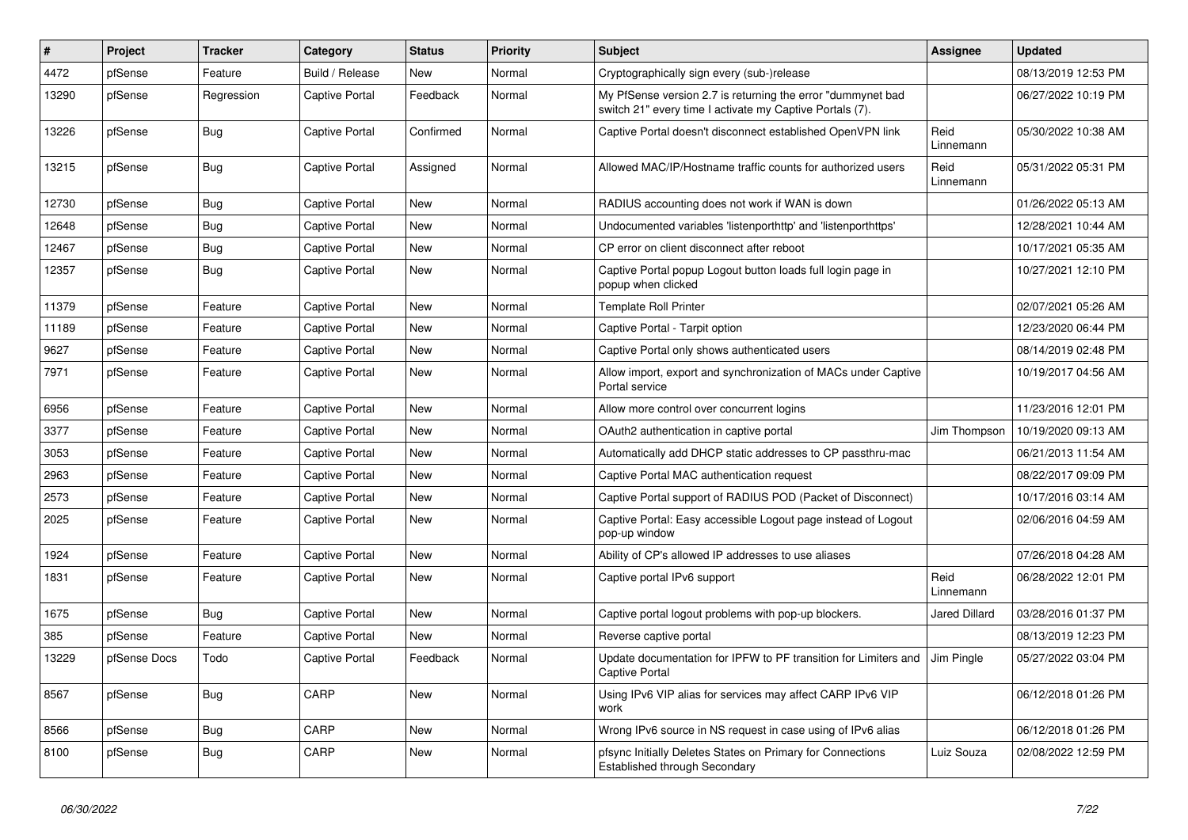| # | Project | Tracker | Category | Status | Priority | Subject | Assignee | Updated |
|---|---|---|---|---|---|---|---|---|
| 4472 | pfSense | Feature | Build / Release | New | Normal | Cryptographically sign every (sub-)release | | 08/13/2019 12:53 PM |
| 13290 | pfSense | Regression | Captive Portal | Feedback | Normal | My PfSense version 2.7 is returning the error "dummynet bad switch 21" every time I activate my Captive Portals (7). | | 06/27/2022 10:19 PM |
| 13226 | pfSense | Bug | Captive Portal | Confirmed | Normal | Captive Portal doesn't disconnect established OpenVPN link | Reid Linnemann | 05/30/2022 10:38 AM |
| 13215 | pfSense | Bug | Captive Portal | Assigned | Normal | Allowed MAC/IP/Hostname traffic counts for authorized users | Reid Linnemann | 05/31/2022 05:31 PM |
| 12730 | pfSense | Bug | Captive Portal | New | Normal | RADIUS accounting does not work if WAN is down | | 01/26/2022 05:13 AM |
| 12648 | pfSense | Bug | Captive Portal | New | Normal | Undocumented variables 'listenporthttp' and 'listenporthttps' | | 12/28/2021 10:44 AM |
| 12467 | pfSense | Bug | Captive Portal | New | Normal | CP error on client disconnect after reboot | | 10/17/2021 05:35 AM |
| 12357 | pfSense | Bug | Captive Portal | New | Normal | Captive Portal popup Logout button loads full login page in popup when clicked | | 10/27/2021 12:10 PM |
| 11379 | pfSense | Feature | Captive Portal | New | Normal | Template Roll Printer | | 02/07/2021 05:26 AM |
| 11189 | pfSense | Feature | Captive Portal | New | Normal | Captive Portal - Tarpit option | | 12/23/2020 06:44 PM |
| 9627 | pfSense | Feature | Captive Portal | New | Normal | Captive Portal only shows authenticated users | | 08/14/2019 02:48 PM |
| 7971 | pfSense | Feature | Captive Portal | New | Normal | Allow import, export and synchronization of MACs under Captive Portal service | | 10/19/2017 04:56 AM |
| 6956 | pfSense | Feature | Captive Portal | New | Normal | Allow more control over concurrent logins | | 11/23/2016 12:01 PM |
| 3377 | pfSense | Feature | Captive Portal | New | Normal | OAuth2 authentication in captive portal | Jim Thompson | 10/19/2020 09:13 AM |
| 3053 | pfSense | Feature | Captive Portal | New | Normal | Automatically add DHCP static addresses to CP passthru-mac | | 06/21/2013 11:54 AM |
| 2963 | pfSense | Feature | Captive Portal | New | Normal | Captive Portal MAC authentication request | | 08/22/2017 09:09 PM |
| 2573 | pfSense | Feature | Captive Portal | New | Normal | Captive Portal support of RADIUS POD (Packet of Disconnect) | | 10/17/2016 03:14 AM |
| 2025 | pfSense | Feature | Captive Portal | New | Normal | Captive Portal: Easy accessible Logout page instead of Logout pop-up window | | 02/06/2016 04:59 AM |
| 1924 | pfSense | Feature | Captive Portal | New | Normal | Ability of CP's allowed IP addresses to use aliases | | 07/26/2018 04:28 AM |
| 1831 | pfSense | Feature | Captive Portal | New | Normal | Captive portal IPv6 support | Reid Linnemann | 06/28/2022 12:01 PM |
| 1675 | pfSense | Bug | Captive Portal | New | Normal | Captive portal logout problems with pop-up blockers. | Jared Dillard | 03/28/2016 01:37 PM |
| 385 | pfSense | Feature | Captive Portal | New | Normal | Reverse captive portal | | 08/13/2019 12:23 PM |
| 13229 | pfSense Docs | Todo | Captive Portal | Feedback | Normal | Update documentation for IPFW to PF transition for Limiters and Captive Portal | Jim Pingle | 05/27/2022 03:04 PM |
| 8567 | pfSense | Bug | CARP | New | Normal | Using IPv6 VIP alias for services may affect CARP IPv6 VIP work | | 06/12/2018 01:26 PM |
| 8566 | pfSense | Bug | CARP | New | Normal | Wrong IPv6 source in NS request in case using of IPv6 alias | | 06/12/2018 01:26 PM |
| 8100 | pfSense | Bug | CARP | New | Normal | pfsync Initially Deletes States on Primary for Connections Established through Secondary | Luiz Souza | 02/08/2022 12:59 PM |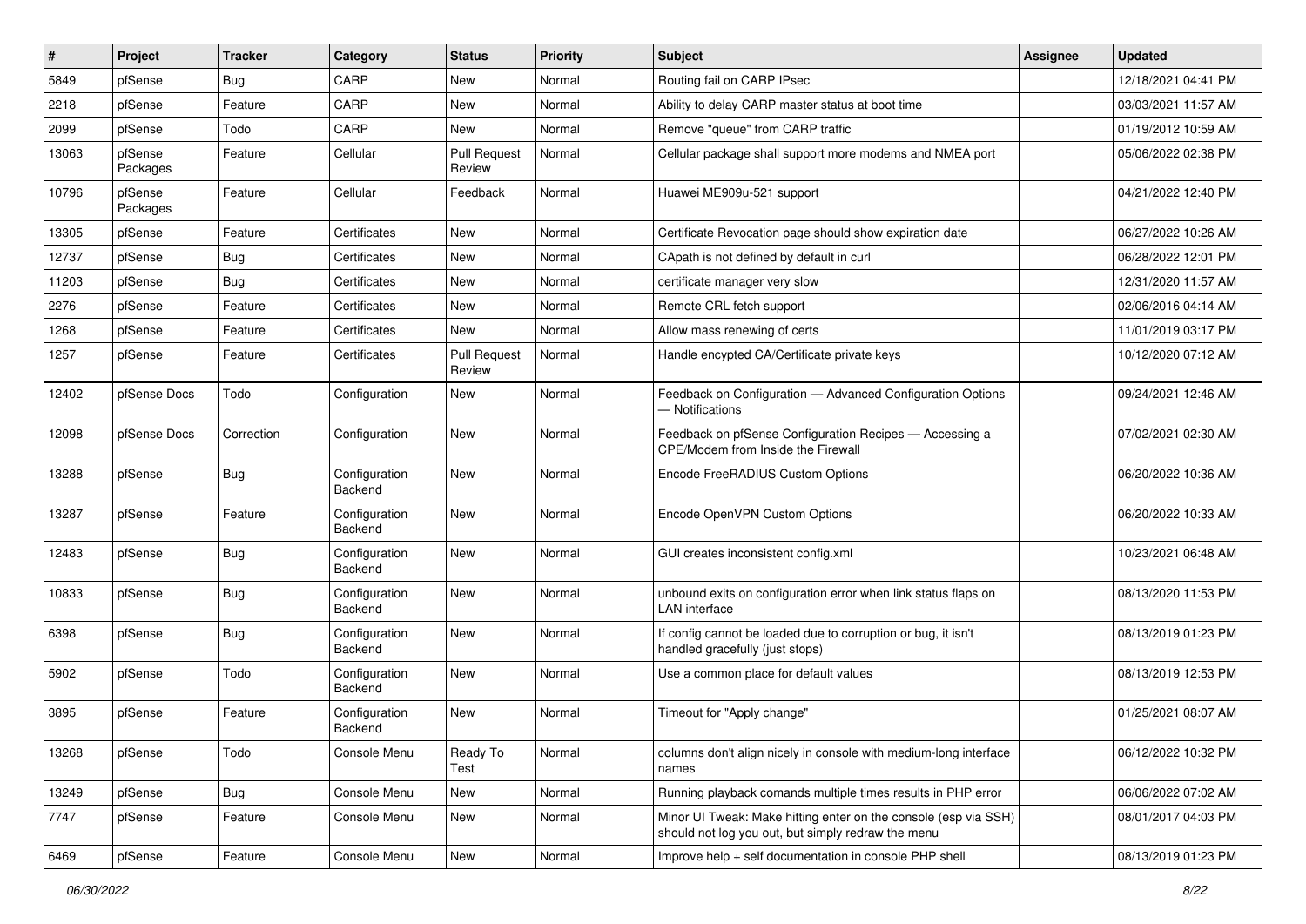| # | Project | Tracker | Category | Status | Priority | Subject | Assignee | Updated |
|---|---|---|---|---|---|---|---|---|
| 5849 | pfSense | Bug | CARP | New | Normal | Routing fail on CARP IPsec | | 12/18/2021 04:41 PM |
| 2218 | pfSense | Feature | CARP | New | Normal | Ability to delay CARP master status at boot time | | 03/03/2021 11:57 AM |
| 2099 | pfSense | Todo | CARP | New | Normal | Remove "queue" from CARP traffic | | 01/19/2012 10:59 AM |
| 13063 | pfSense Packages | Feature | Cellular | Pull Request Review | Normal | Cellular package shall support more modems and NMEA port | | 05/06/2022 02:38 PM |
| 10796 | pfSense Packages | Feature | Cellular | Feedback | Normal | Huawei ME909u-521 support | | 04/21/2022 12:40 PM |
| 13305 | pfSense | Feature | Certificates | New | Normal | Certificate Revocation page should show expiration date | | 06/27/2022 10:26 AM |
| 12737 | pfSense | Bug | Certificates | New | Normal | CApath is not defined by default in curl | | 06/28/2022 12:01 PM |
| 11203 | pfSense | Bug | Certificates | New | Normal | certificate manager very slow | | 12/31/2020 11:57 AM |
| 2276 | pfSense | Feature | Certificates | New | Normal | Remote CRL fetch support | | 02/06/2016 04:14 AM |
| 1268 | pfSense | Feature | Certificates | New | Normal | Allow mass renewing of certs | | 11/01/2019 03:17 PM |
| 1257 | pfSense | Feature | Certificates | Pull Request Review | Normal | Handle encypted CA/Certificate private keys | | 10/12/2020 07:12 AM |
| 12402 | pfSense Docs | Todo | Configuration | New | Normal | Feedback on Configuration — Advanced Configuration Options — Notifications | | 09/24/2021 12:46 AM |
| 12098 | pfSense Docs | Correction | Configuration | New | Normal | Feedback on pfSense Configuration Recipes — Accessing a CPE/Modem from Inside the Firewall | | 07/02/2021 02:30 AM |
| 13288 | pfSense | Bug | Configuration Backend | New | Normal | Encode FreeRADIUS Custom Options | | 06/20/2022 10:36 AM |
| 13287 | pfSense | Feature | Configuration Backend | New | Normal | Encode OpenVPN Custom Options | | 06/20/2022 10:33 AM |
| 12483 | pfSense | Bug | Configuration Backend | New | Normal | GUI creates inconsistent config.xml | | 10/23/2021 06:48 AM |
| 10833 | pfSense | Bug | Configuration Backend | New | Normal | unbound exits on configuration error when link status flaps on LAN interface | | 08/13/2020 11:53 PM |
| 6398 | pfSense | Bug | Configuration Backend | New | Normal | If config cannot be loaded due to corruption or bug, it isn't handled gracefully (just stops) | | 08/13/2019 01:23 PM |
| 5902 | pfSense | Todo | Configuration Backend | New | Normal | Use a common place for default values | | 08/13/2019 12:53 PM |
| 3895 | pfSense | Feature | Configuration Backend | New | Normal | Timeout for "Apply change" | | 01/25/2021 08:07 AM |
| 13268 | pfSense | Todo | Console Menu | Ready To Test | Normal | columns don't align nicely in console with medium-long interface names | | 06/12/2022 10:32 PM |
| 13249 | pfSense | Bug | Console Menu | New | Normal | Running playback comands multiple times results in PHP error | | 06/06/2022 07:02 AM |
| 7747 | pfSense | Feature | Console Menu | New | Normal | Minor UI Tweak: Make hitting enter on the console (esp via SSH) should not log you out, but simply redraw the menu | | 08/01/2017 04:03 PM |
| 6469 | pfSense | Feature | Console Menu | New | Normal | Improve help + self documentation in console PHP shell | | 08/13/2019 01:23 PM |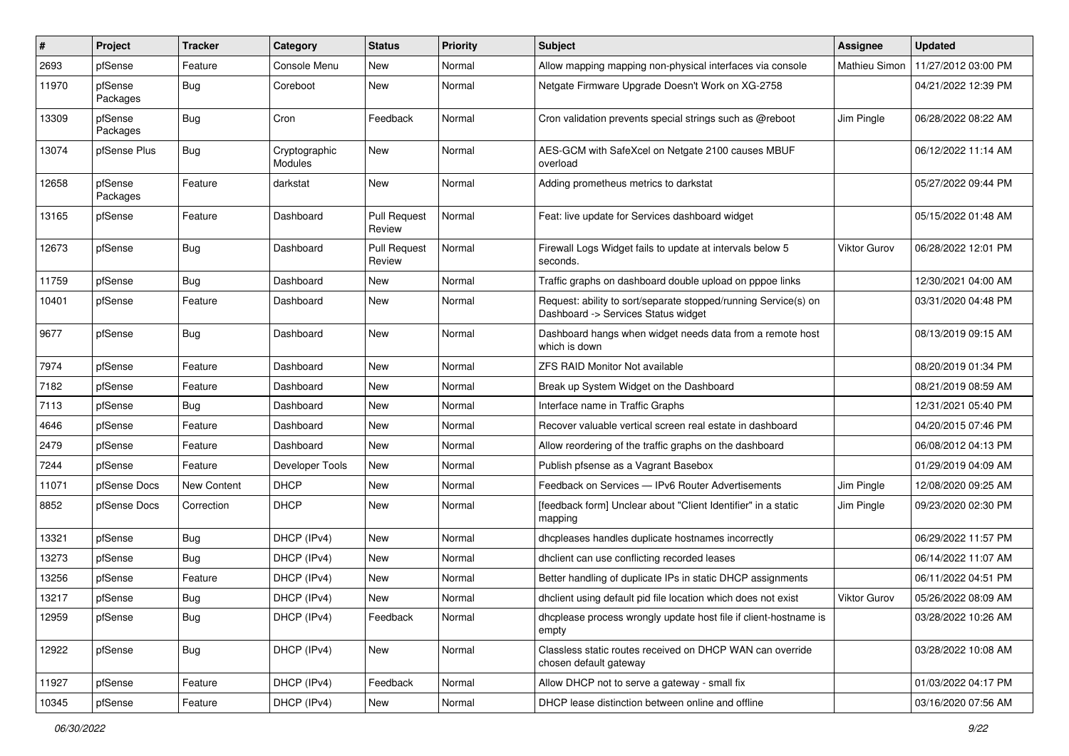| # | Project | Tracker | Category | Status | Priority | Subject | Assignee | Updated |
|---|---|---|---|---|---|---|---|---|
| 2693 | pfSense | Feature | Console Menu | New | Normal | Allow mapping mapping non-physical interfaces via console | Mathieu Simon | 11/27/2012 03:00 PM |
| 11970 | pfSense Packages | Bug | Coreboot | New | Normal | Netgate Firmware Upgrade Doesn't Work on XG-2758 | | 04/21/2022 12:39 PM |
| 13309 | pfSense Packages | Bug | Cron | Feedback | Normal | Cron validation prevents special strings such as @reboot | Jim Pingle | 06/28/2022 08:22 AM |
| 13074 | pfSense Plus | Bug | Cryptographic Modules | New | Normal | AES-GCM with SafeXcel on Netgate 2100 causes MBUF overload | | 06/12/2022 11:14 AM |
| 12658 | pfSense Packages | Feature | darkstat | New | Normal | Adding prometheus metrics to darkstat | | 05/27/2022 09:44 PM |
| 13165 | pfSense | Feature | Dashboard | Pull Request Review | Normal | Feat: live update for Services dashboard widget | | 05/15/2022 01:48 AM |
| 12673 | pfSense | Bug | Dashboard | Pull Request Review | Normal | Firewall Logs Widget fails to update at intervals below 5 seconds. | Viktor Gurov | 06/28/2022 12:01 PM |
| 11759 | pfSense | Bug | Dashboard | New | Normal | Traffic graphs on dashboard double upload on pppoe links | | 12/30/2021 04:00 AM |
| 10401 | pfSense | Feature | Dashboard | New | Normal | Request: ability to sort/separate stopped/running Service(s) on Dashboard -> Services Status widget | | 03/31/2020 04:48 PM |
| 9677 | pfSense | Bug | Dashboard | New | Normal | Dashboard hangs when widget needs data from a remote host which is down | | 08/13/2019 09:15 AM |
| 7974 | pfSense | Feature | Dashboard | New | Normal | ZFS RAID Monitor Not available | | 08/20/2019 01:34 PM |
| 7182 | pfSense | Feature | Dashboard | New | Normal | Break up System Widget on the Dashboard | | 08/21/2019 08:59 AM |
| 7113 | pfSense | Bug | Dashboard | New | Normal | Interface name in Traffic Graphs | | 12/31/2021 05:40 PM |
| 4646 | pfSense | Feature | Dashboard | New | Normal | Recover valuable vertical screen real estate in dashboard | | 04/20/2015 07:46 PM |
| 2479 | pfSense | Feature | Dashboard | New | Normal | Allow reordering of the traffic graphs on the dashboard | | 06/08/2012 04:13 PM |
| 7244 | pfSense | Feature | Developer Tools | New | Normal | Publish pfsense as a Vagrant Basebox | | 01/29/2019 04:09 AM |
| 11071 | pfSense Docs | New Content | DHCP | New | Normal | Feedback on Services — IPv6 Router Advertisements | Jim Pingle | 12/08/2020 09:25 AM |
| 8852 | pfSense Docs | Correction | DHCP | New | Normal | [feedback form] Unclear about "Client Identifier" in a static mapping | Jim Pingle | 09/23/2020 02:30 PM |
| 13321 | pfSense | Bug | DHCP (IPv4) | New | Normal | dhcpleases handles duplicate hostnames incorrectly | | 06/29/2022 11:57 PM |
| 13273 | pfSense | Bug | DHCP (IPv4) | New | Normal | dhclient can use conflicting recorded leases | | 06/14/2022 11:07 AM |
| 13256 | pfSense | Feature | DHCP (IPv4) | New | Normal | Better handling of duplicate IPs in static DHCP assignments | | 06/11/2022 04:51 PM |
| 13217 | pfSense | Bug | DHCP (IPv4) | New | Normal | dhclient using default pid file location which does not exist | Viktor Gurov | 05/26/2022 08:09 AM |
| 12959 | pfSense | Bug | DHCP (IPv4) | Feedback | Normal | dhcplease process wrongly update host file if client-hostname is empty | | 03/28/2022 10:26 AM |
| 12922 | pfSense | Bug | DHCP (IPv4) | New | Normal | Classless static routes received on DHCP WAN can override chosen default gateway | | 03/28/2022 10:08 AM |
| 11927 | pfSense | Feature | DHCP (IPv4) | Feedback | Normal | Allow DHCP not to serve a gateway - small fix | | 01/03/2022 04:17 PM |
| 10345 | pfSense | Feature | DHCP (IPv4) | New | Normal | DHCP lease distinction between online and offline | | 03/16/2020 07:56 AM |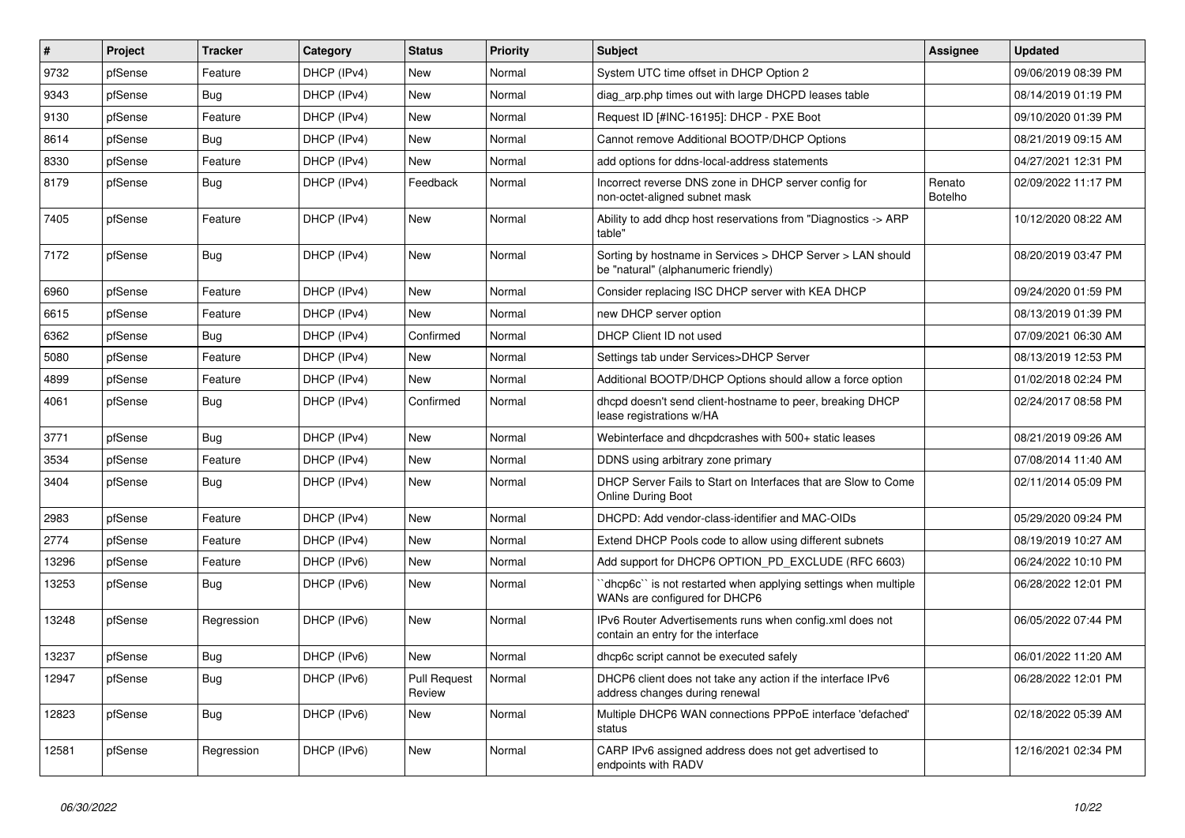| # | Project | Tracker | Category | Status | Priority | Subject | Assignee | Updated |
|---|---|---|---|---|---|---|---|---|
| 9732 | pfSense | Feature | DHCP (IPv4) | New | Normal | System UTC time offset in DHCP Option 2 | | 09/06/2019 08:39 PM |
| 9343 | pfSense | Bug | DHCP (IPv4) | New | Normal | diag_arp.php times out with large DHCPD leases table | | 08/14/2019 01:19 PM |
| 9130 | pfSense | Feature | DHCP (IPv4) | New | Normal | Request ID [#INC-16195]: DHCP - PXE Boot | | 09/10/2020 01:39 PM |
| 8614 | pfSense | Bug | DHCP (IPv4) | New | Normal | Cannot remove Additional BOOTP/DHCP Options | | 08/21/2019 09:15 AM |
| 8330 | pfSense | Feature | DHCP (IPv4) | New | Normal | add options for ddns-local-address statements | | 04/27/2021 12:31 PM |
| 8179 | pfSense | Bug | DHCP (IPv4) | Feedback | Normal | Incorrect reverse DNS zone in DHCP server config for non-octet-aligned subnet mask | Renato Botelho | 02/09/2022 11:17 PM |
| 7405 | pfSense | Feature | DHCP (IPv4) | New | Normal | Ability to add dhcp host reservations from "Diagnostics -> ARP table" | | 10/12/2020 08:22 AM |
| 7172 | pfSense | Bug | DHCP (IPv4) | New | Normal | Sorting by hostname in Services > DHCP Server > LAN should be "natural" (alphanumeric friendly) | | 08/20/2019 03:47 PM |
| 6960 | pfSense | Feature | DHCP (IPv4) | New | Normal | Consider replacing ISC DHCP server with KEA DHCP | | 09/24/2020 01:59 PM |
| 6615 | pfSense | Feature | DHCP (IPv4) | New | Normal | new DHCP server option | | 08/13/2019 01:39 PM |
| 6362 | pfSense | Bug | DHCP (IPv4) | Confirmed | Normal | DHCP Client ID not used | | 07/09/2021 06:30 AM |
| 5080 | pfSense | Feature | DHCP (IPv4) | New | Normal | Settings tab under Services>DHCP Server | | 08/13/2019 12:53 PM |
| 4899 | pfSense | Feature | DHCP (IPv4) | New | Normal | Additional BOOTP/DHCP Options should allow a force option | | 01/02/2018 02:24 PM |
| 4061 | pfSense | Bug | DHCP (IPv4) | Confirmed | Normal | dhcpd doesn't send client-hostname to peer, breaking DHCP lease registrations w/HA | | 02/24/2017 08:58 PM |
| 3771 | pfSense | Bug | DHCP (IPv4) | New | Normal | Webinterface and dhcpdcrashes with 500+ static leases | | 08/21/2019 09:26 AM |
| 3534 | pfSense | Feature | DHCP (IPv4) | New | Normal | DDNS using arbitrary zone primary | | 07/08/2014 11:40 AM |
| 3404 | pfSense | Bug | DHCP (IPv4) | New | Normal | DHCP Server Fails to Start on Interfaces that are Slow to Come Online During Boot | | 02/11/2014 05:09 PM |
| 2983 | pfSense | Feature | DHCP (IPv4) | New | Normal | DHCPD: Add vendor-class-identifier and MAC-OIDs | | 05/29/2020 09:24 PM |
| 2774 | pfSense | Feature | DHCP (IPv4) | New | Normal | Extend DHCP Pools code to allow using different subnets | | 08/19/2019 10:27 AM |
| 13296 | pfSense | Feature | DHCP (IPv6) | New | Normal | Add support for DHCP6 OPTION_PD_EXCLUDE (RFC 6603) | | 06/24/2022 10:10 PM |
| 13253 | pfSense | Bug | DHCP (IPv6) | New | Normal | ``dhcp6c`` is not restarted when applying settings when multiple WANs are configured for DHCP6 | | 06/28/2022 12:01 PM |
| 13248 | pfSense | Regression | DHCP (IPv6) | New | Normal | IPv6 Router Advertisements runs when config.xml does not contain an entry for the interface | | 06/05/2022 07:44 PM |
| 13237 | pfSense | Bug | DHCP (IPv6) | New | Normal | dhcp6c script cannot be executed safely | | 06/01/2022 11:20 AM |
| 12947 | pfSense | Bug | DHCP (IPv6) | Pull Request Review | Normal | DHCP6 client does not take any action if the interface IPv6 address changes during renewal | | 06/28/2022 12:01 PM |
| 12823 | pfSense | Bug | DHCP (IPv6) | New | Normal | Multiple DHCP6 WAN connections PPPoE interface 'defached' status | | 02/18/2022 05:39 AM |
| 12581 | pfSense | Regression | DHCP (IPv6) | New | Normal | CARP IPv6 assigned address does not get advertised to endpoints with RADV | | 12/16/2021 02:34 PM |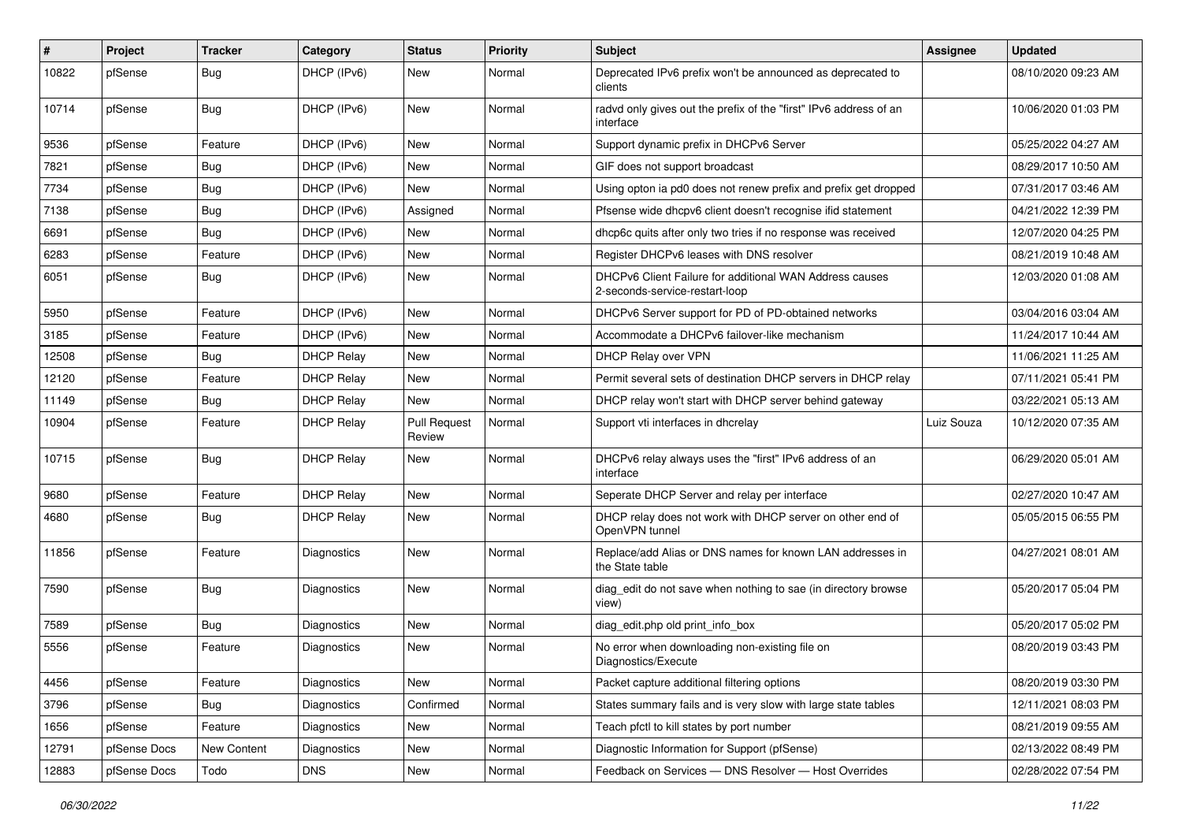| # | Project | Tracker | Category | Status | Priority | Subject | Assignee | Updated |
|---|---|---|---|---|---|---|---|---|
| 10822 | pfSense | Bug | DHCP (IPv6) | New | Normal | Deprecated IPv6 prefix won't be announced as deprecated to clients | | 08/10/2020 09:23 AM |
| 10714 | pfSense | Bug | DHCP (IPv6) | New | Normal | radvd only gives out the prefix of the "first" IPv6 address of an interface | | 10/06/2020 01:03 PM |
| 9536 | pfSense | Feature | DHCP (IPv6) | New | Normal | Support dynamic prefix in DHCPv6 Server | | 05/25/2022 04:27 AM |
| 7821 | pfSense | Bug | DHCP (IPv6) | New | Normal | GIF does not support broadcast | | 08/29/2017 10:50 AM |
| 7734 | pfSense | Bug | DHCP (IPv6) | New | Normal | Using opton ia pd0 does not renew prefix and prefix get dropped | | 07/31/2017 03:46 AM |
| 7138 | pfSense | Bug | DHCP (IPv6) | Assigned | Normal | Pfsense wide dhcpv6 client doesn't recognise ifid statement | | 04/21/2022 12:39 PM |
| 6691 | pfSense | Bug | DHCP (IPv6) | New | Normal | dhcp6c quits after only two tries if no response was received | | 12/07/2020 04:25 PM |
| 6283 | pfSense | Feature | DHCP (IPv6) | New | Normal | Register DHCPv6 leases with DNS resolver | | 08/21/2019 10:48 AM |
| 6051 | pfSense | Bug | DHCP (IPv6) | New | Normal | DHCPv6 Client Failure for additional WAN Address causes 2-seconds-service-restart-loop | | 12/03/2020 01:08 AM |
| 5950 | pfSense | Feature | DHCP (IPv6) | New | Normal | DHCPv6 Server support for PD of PD-obtained networks | | 03/04/2016 03:04 AM |
| 3185 | pfSense | Feature | DHCP (IPv6) | New | Normal | Accommodate a DHCPv6 failover-like mechanism | | 11/24/2017 10:44 AM |
| 12508 | pfSense | Bug | DHCP Relay | New | Normal | DHCP Relay over VPN | | 11/06/2021 11:25 AM |
| 12120 | pfSense | Feature | DHCP Relay | New | Normal | Permit several sets of destination DHCP servers in DHCP relay | | 07/11/2021 05:41 PM |
| 11149 | pfSense | Bug | DHCP Relay | New | Normal | DHCP relay won't start with DHCP server behind gateway | | 03/22/2021 05:13 AM |
| 10904 | pfSense | Feature | DHCP Relay | Pull Request Review | Normal | Support vti interfaces in dhcrelay | Luiz Souza | 10/12/2020 07:35 AM |
| 10715 | pfSense | Bug | DHCP Relay | New | Normal | DHCPv6 relay always uses the "first" IPv6 address of an interface | | 06/29/2020 05:01 AM |
| 9680 | pfSense | Feature | DHCP Relay | New | Normal | Seperate DHCP Server and relay per interface | | 02/27/2020 10:47 AM |
| 4680 | pfSense | Bug | DHCP Relay | New | Normal | DHCP relay does not work with DHCP server on other end of OpenVPN tunnel | | 05/05/2015 06:55 PM |
| 11856 | pfSense | Feature | Diagnostics | New | Normal | Replace/add Alias or DNS names for known LAN addresses in the State table | | 04/27/2021 08:01 AM |
| 7590 | pfSense | Bug | Diagnostics | New | Normal | diag_edit do not save when nothing to sae (in directory browse view) | | 05/20/2017 05:04 PM |
| 7589 | pfSense | Bug | Diagnostics | New | Normal | diag_edit.php old print_info_box | | 05/20/2017 05:02 PM |
| 5556 | pfSense | Feature | Diagnostics | New | Normal | No error when downloading non-existing file on Diagnostics/Execute | | 08/20/2019 03:43 PM |
| 4456 | pfSense | Feature | Diagnostics | New | Normal | Packet capture additional filtering options | | 08/20/2019 03:30 PM |
| 3796 | pfSense | Bug | Diagnostics | Confirmed | Normal | States summary fails and is very slow with large state tables | | 12/11/2021 08:03 PM |
| 1656 | pfSense | Feature | Diagnostics | New | Normal | Teach pfctl to kill states by port number | | 08/21/2019 09:55 AM |
| 12791 | pfSense Docs | New Content | Diagnostics | New | Normal | Diagnostic Information for Support (pfSense) | | 02/13/2022 08:49 PM |
| 12883 | pfSense Docs | Todo | DNS | New | Normal | Feedback on Services — DNS Resolver — Host Overrides | | 02/28/2022 07:54 PM |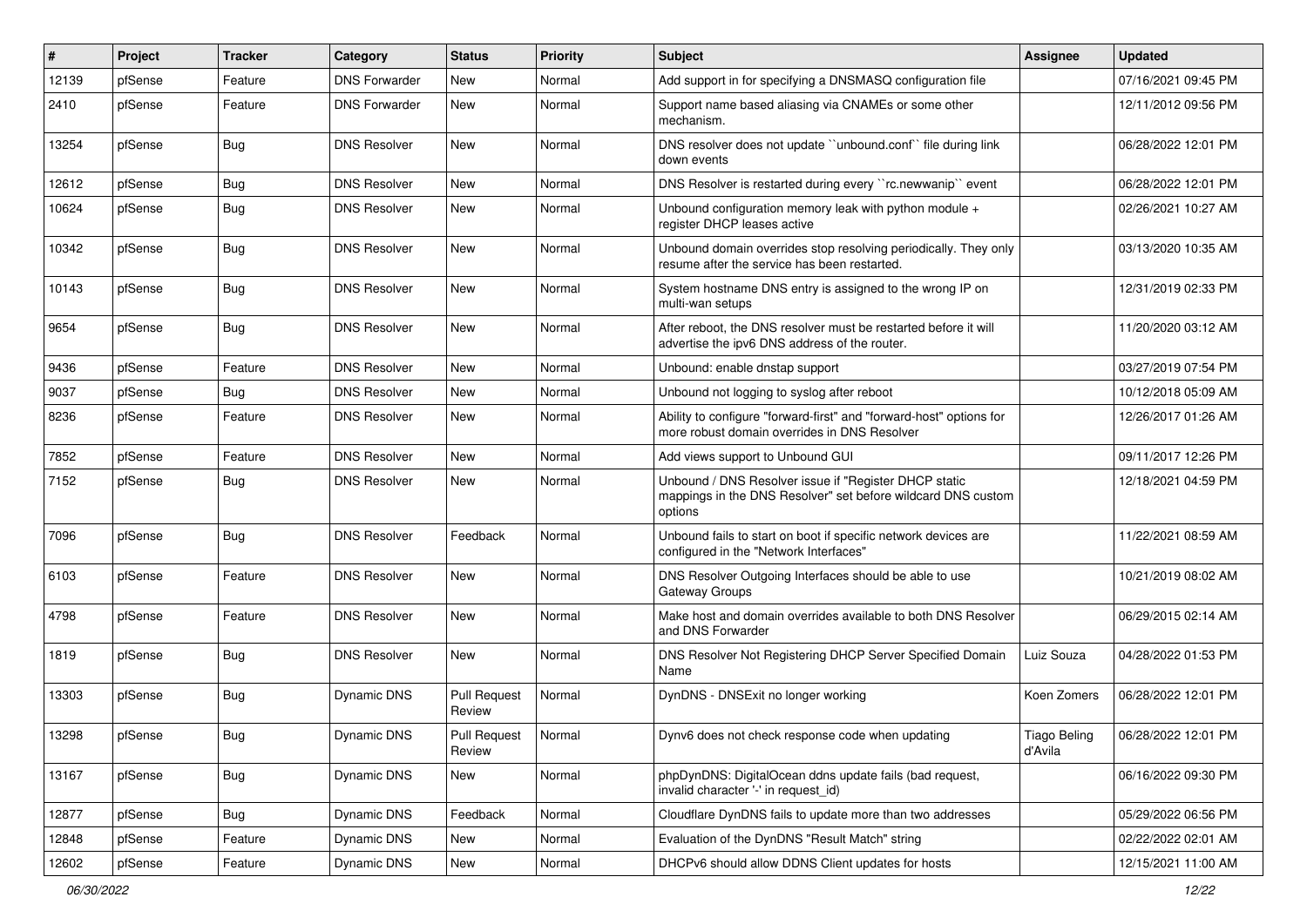| # | Project | Tracker | Category | Status | Priority | Subject | Assignee | Updated |
|---|---|---|---|---|---|---|---|---|
| 12139 | pfSense | Feature | DNS Forwarder | New | Normal | Add support in for specifying a DNSMASQ configuration file | | 07/16/2021 09:45 PM |
| 2410 | pfSense | Feature | DNS Forwarder | New | Normal | Support name based aliasing via CNAMEs or some other mechanism. | | 12/11/2012 09:56 PM |
| 13254 | pfSense | Bug | DNS Resolver | New | Normal | DNS resolver does not update ``unbound.conf`` file during link down events | | 06/28/2022 12:01 PM |
| 12612 | pfSense | Bug | DNS Resolver | New | Normal | DNS Resolver is restarted during every ``rc.newwanip`` event | | 06/28/2022 12:01 PM |
| 10624 | pfSense | Bug | DNS Resolver | New | Normal | Unbound configuration memory leak with python module + register DHCP leases active | | 02/26/2021 10:27 AM |
| 10342 | pfSense | Bug | DNS Resolver | New | Normal | Unbound domain overrides stop resolving periodically. They only resume after the service has been restarted. | | 03/13/2020 10:35 AM |
| 10143 | pfSense | Bug | DNS Resolver | New | Normal | System hostname DNS entry is assigned to the wrong IP on multi-wan setups | | 12/31/2019 02:33 PM |
| 9654 | pfSense | Bug | DNS Resolver | New | Normal | After reboot, the DNS resolver must be restarted before it will advertise the ipv6 DNS address of the router. | | 11/20/2020 03:12 AM |
| 9436 | pfSense | Feature | DNS Resolver | New | Normal | Unbound: enable dnstap support | | 03/27/2019 07:54 PM |
| 9037 | pfSense | Bug | DNS Resolver | New | Normal | Unbound not logging to syslog after reboot | | 10/12/2018 05:09 AM |
| 8236 | pfSense | Feature | DNS Resolver | New | Normal | Ability to configure "forward-first" and "forward-host" options for more robust domain overrides in DNS Resolver | | 12/26/2017 01:26 AM |
| 7852 | pfSense | Feature | DNS Resolver | New | Normal | Add views support to Unbound GUI | | 09/11/2017 12:26 PM |
| 7152 | pfSense | Bug | DNS Resolver | New | Normal | Unbound / DNS Resolver issue if "Register DHCP static mappings in the DNS Resolver" set before wildcard DNS custom options | | 12/18/2021 04:59 PM |
| 7096 | pfSense | Bug | DNS Resolver | Feedback | Normal | Unbound fails to start on boot if specific network devices are configured in the "Network Interfaces" | | 11/22/2021 08:59 AM |
| 6103 | pfSense | Feature | DNS Resolver | New | Normal | DNS Resolver Outgoing Interfaces should be able to use Gateway Groups | | 10/21/2019 08:02 AM |
| 4798 | pfSense | Feature | DNS Resolver | New | Normal | Make host and domain overrides available to both DNS Resolver and DNS Forwarder | | 06/29/2015 02:14 AM |
| 1819 | pfSense | Bug | DNS Resolver | New | Normal | DNS Resolver Not Registering DHCP Server Specified Domain Name | Luiz Souza | 04/28/2022 01:53 PM |
| 13303 | pfSense | Bug | Dynamic DNS | Pull Request Review | Normal | DynDNS - DNSExit no longer working | Koen Zomers | 06/28/2022 12:01 PM |
| 13298 | pfSense | Bug | Dynamic DNS | Pull Request Review | Normal | Dynv6 does not check response code when updating | Tiago Beling d'Avila | 06/28/2022 12:01 PM |
| 13167 | pfSense | Bug | Dynamic DNS | New | Normal | phpDynDNS: DigitalOcean ddns update fails (bad request, invalid character '-' in request_id) | | 06/16/2022 09:30 PM |
| 12877 | pfSense | Bug | Dynamic DNS | Feedback | Normal | Cloudflare DynDNS fails to update more than two addresses | | 05/29/2022 06:56 PM |
| 12848 | pfSense | Feature | Dynamic DNS | New | Normal | Evaluation of the DynDNS "Result Match" string | | 02/22/2022 02:01 AM |
| 12602 | pfSense | Feature | Dynamic DNS | New | Normal | DHCPv6 should allow DDNS Client updates for hosts | | 12/15/2021 11:00 AM |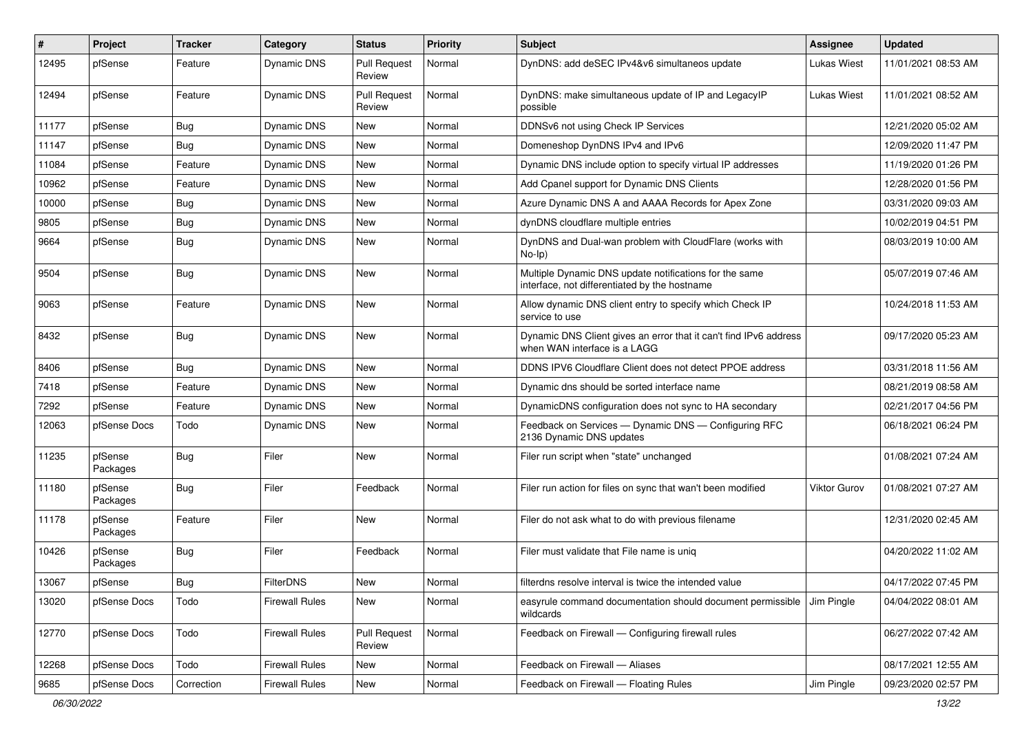| # | Project | Tracker | Category | Status | Priority | Subject | Assignee | Updated |
|---|---|---|---|---|---|---|---|---|
| 12495 | pfSense | Feature | Dynamic DNS | Pull Request Review | Normal | DynDNS: add deSEC IPv4&v6 simultaneos update | Lukas Wiest | 11/01/2021 08:53 AM |
| 12494 | pfSense | Feature | Dynamic DNS | Pull Request Review | Normal | DynDNS: make simultaneous update of IP and LegacyIP possible | Lukas Wiest | 11/01/2021 08:52 AM |
| 11177 | pfSense | Bug | Dynamic DNS | New | Normal | DDNSv6 not using Check IP Services | | 12/21/2020 05:02 AM |
| 11147 | pfSense | Bug | Dynamic DNS | New | Normal | Domeneshop DynDNS IPv4 and IPv6 | | 12/09/2020 11:47 PM |
| 11084 | pfSense | Feature | Dynamic DNS | New | Normal | Dynamic DNS include option to specify virtual IP addresses | | 11/19/2020 01:26 PM |
| 10962 | pfSense | Feature | Dynamic DNS | New | Normal | Add Cpanel support for Dynamic DNS Clients | | 12/28/2020 01:56 PM |
| 10000 | pfSense | Bug | Dynamic DNS | New | Normal | Azure Dynamic DNS A and AAAA Records for Apex Zone | | 03/31/2020 09:03 AM |
| 9805 | pfSense | Bug | Dynamic DNS | New | Normal | dynDNS cloudflare multiple entries | | 10/02/2019 04:51 PM |
| 9664 | pfSense | Bug | Dynamic DNS | New | Normal | DynDNS and Dual-wan problem with CloudFlare (works with No-Ip) | | 08/03/2019 10:00 AM |
| 9504 | pfSense | Bug | Dynamic DNS | New | Normal | Multiple Dynamic DNS update notifications for the same interface, not differentiated by the hostname | | 05/07/2019 07:46 AM |
| 9063 | pfSense | Feature | Dynamic DNS | New | Normal | Allow dynamic DNS client entry to specify which Check IP service to use | | 10/24/2018 11:53 AM |
| 8432 | pfSense | Bug | Dynamic DNS | New | Normal | Dynamic DNS Client gives an error that it can't find IPv6 address when WAN interface is a LAGG | | 09/17/2020 05:23 AM |
| 8406 | pfSense | Bug | Dynamic DNS | New | Normal | DDNS IPV6 Cloudflare Client does not detect PPOE address | | 03/31/2018 11:56 AM |
| 7418 | pfSense | Feature | Dynamic DNS | New | Normal | Dynamic dns should be sorted interface name | | 08/21/2019 08:58 AM |
| 7292 | pfSense | Feature | Dynamic DNS | New | Normal | DynamicDNS configuration does not sync to HA secondary | | 02/21/2017 04:56 PM |
| 12063 | pfSense Docs | Todo | Dynamic DNS | New | Normal | Feedback on Services — Dynamic DNS — Configuring RFC 2136 Dynamic DNS updates | | 06/18/2021 06:24 PM |
| 11235 | pfSense Packages | Bug | Filer | New | Normal | Filer run script when "state" unchanged | | 01/08/2021 07:24 AM |
| 11180 | pfSense Packages | Bug | Filer | Feedback | Normal | Filer run action for files on sync that wan't been modified | Viktor Gurov | 01/08/2021 07:27 AM |
| 11178 | pfSense Packages | Feature | Filer | New | Normal | Filer do not ask what to do with previous filename | | 12/31/2020 02:45 AM |
| 10426 | pfSense Packages | Bug | Filer | Feedback | Normal | Filer must validate that File name is uniq | | 04/20/2022 11:02 AM |
| 13067 | pfSense | Bug | FilterDNS | New | Normal | filterdns resolve interval is twice the intended value | | 04/17/2022 07:45 PM |
| 13020 | pfSense Docs | Todo | Firewall Rules | New | Normal | easyrule command documentation should document permissible wildcards | Jim Pingle | 04/04/2022 08:01 AM |
| 12770 | pfSense Docs | Todo | Firewall Rules | Pull Request Review | Normal | Feedback on Firewall — Configuring firewall rules | | 06/27/2022 07:42 AM |
| 12268 | pfSense Docs | Todo | Firewall Rules | New | Normal | Feedback on Firewall — Aliases | | 08/17/2021 12:55 AM |
| 9685 | pfSense Docs | Correction | Firewall Rules | New | Normal | Feedback on Firewall — Floating Rules | Jim Pingle | 09/23/2020 02:57 PM |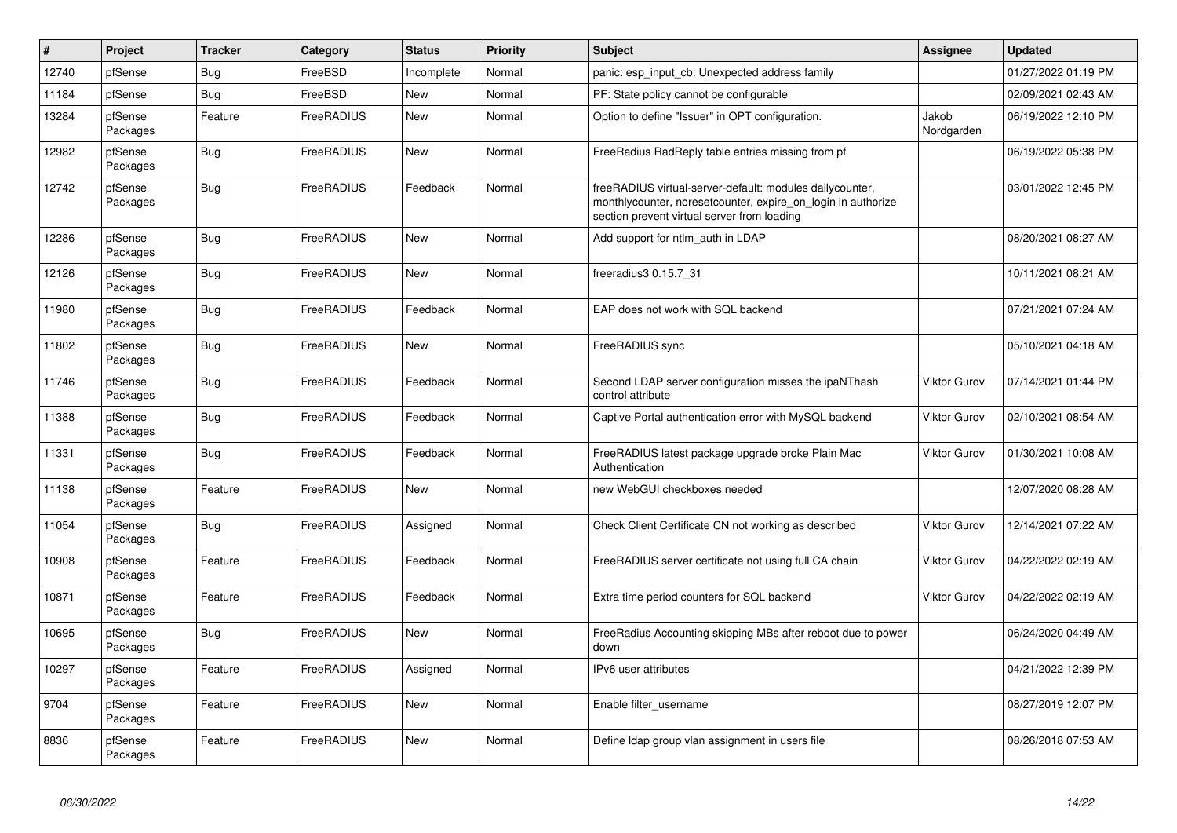| # | Project | Tracker | Category | Status | Priority | Subject | Assignee | Updated |
|---|---|---|---|---|---|---|---|---|
| 12740 | pfSense | Bug | FreeBSD | Incomplete | Normal | panic: esp_input_cb: Unexpected address family | | 01/27/2022 01:19 PM |
| 11184 | pfSense | Bug | FreeBSD | New | Normal | PF: State policy cannot be configurable | | 02/09/2021 02:43 AM |
| 13284 | pfSense Packages | Feature | FreeRADIUS | New | Normal | Option to define "Issuer" in OPT configuration. | Jakob Nordgarden | 06/19/2022 12:10 PM |
| 12982 | pfSense Packages | Bug | FreeRADIUS | New | Normal | FreeRadius RadReply table entries missing from pf | | 06/19/2022 05:38 PM |
| 12742 | pfSense Packages | Bug | FreeRADIUS | Feedback | Normal | freeRADIUS virtual-server-default: modules dailycounter, monthlycounter, noresetcounter, expire_on_login in authorize section prevent virtual server from loading | | 03/01/2022 12:45 PM |
| 12286 | pfSense Packages | Bug | FreeRADIUS | New | Normal | Add support for ntlm_auth in LDAP | | 08/20/2021 08:27 AM |
| 12126 | pfSense Packages | Bug | FreeRADIUS | New | Normal | freeradius3 0.15.7_31 | | 10/11/2021 08:21 AM |
| 11980 | pfSense Packages | Bug | FreeRADIUS | Feedback | Normal | EAP does not work with SQL backend | | 07/21/2021 07:24 AM |
| 11802 | pfSense Packages | Bug | FreeRADIUS | New | Normal | FreeRADIUS sync | | 05/10/2021 04:18 AM |
| 11746 | pfSense Packages | Bug | FreeRADIUS | Feedback | Normal | Second LDAP server configuration misses the ipaNThash control attribute | Viktor Gurov | 07/14/2021 01:44 PM |
| 11388 | pfSense Packages | Bug | FreeRADIUS | Feedback | Normal | Captive Portal authentication error with MySQL backend | Viktor Gurov | 02/10/2021 08:54 AM |
| 11331 | pfSense Packages | Bug | FreeRADIUS | Feedback | Normal | FreeRADIUS latest package upgrade broke Plain Mac Authentication | Viktor Gurov | 01/30/2021 10:08 AM |
| 11138 | pfSense Packages | Feature | FreeRADIUS | New | Normal | new WebGUI checkboxes needed | | 12/07/2020 08:28 AM |
| 11054 | pfSense Packages | Bug | FreeRADIUS | Assigned | Normal | Check Client Certificate CN not working as described | Viktor Gurov | 12/14/2021 07:22 AM |
| 10908 | pfSense Packages | Feature | FreeRADIUS | Feedback | Normal | FreeRADIUS server certificate not using full CA chain | Viktor Gurov | 04/22/2022 02:19 AM |
| 10871 | pfSense Packages | Feature | FreeRADIUS | Feedback | Normal | Extra time period counters for SQL backend | Viktor Gurov | 04/22/2022 02:19 AM |
| 10695 | pfSense Packages | Bug | FreeRADIUS | New | Normal | FreeRadius Accounting skipping MBs after reboot due to power down | | 06/24/2020 04:49 AM |
| 10297 | pfSense Packages | Feature | FreeRADIUS | Assigned | Normal | IPv6 user attributes | | 04/21/2022 12:39 PM |
| 9704 | pfSense Packages | Feature | FreeRADIUS | New | Normal | Enable filter_username | | 08/27/2019 12:07 PM |
| 8836 | pfSense Packages | Feature | FreeRADIUS | New | Normal | Define ldap group vlan assignment in users file | | 08/26/2018 07:53 AM |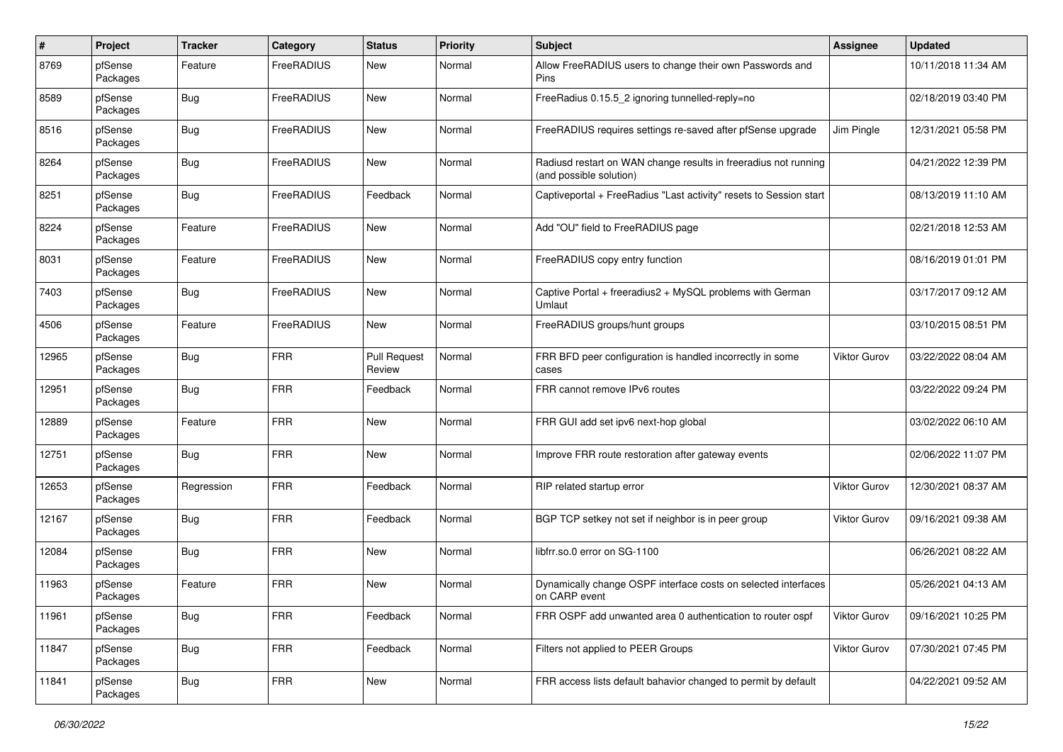| # | Project | Tracker | Category | Status | Priority | Subject | Assignee | Updated |
|---|---|---|---|---|---|---|---|---|
| 8769 | pfSense Packages | Feature | FreeRADIUS | New | Normal | Allow FreeRADIUS users to change their own Passwords and Pins | | 10/11/2018 11:34 AM |
| 8589 | pfSense Packages | Bug | FreeRADIUS | New | Normal | FreeRadius 0.15.5_2 ignoring tunnelled-reply=no | | 02/18/2019 03:40 PM |
| 8516 | pfSense Packages | Bug | FreeRADIUS | New | Normal | FreeRADIUS requires settings re-saved after pfSense upgrade | Jim Pingle | 12/31/2021 05:58 PM |
| 8264 | pfSense Packages | Bug | FreeRADIUS | New | Normal | Radiusd restart on WAN change results in freeradius not running (and possible solution) | | 04/21/2022 12:39 PM |
| 8251 | pfSense Packages | Bug | FreeRADIUS | Feedback | Normal | Captiveportal + FreeRadius "Last activity" resets to Session start | | 08/13/2019 11:10 AM |
| 8224 | pfSense Packages | Feature | FreeRADIUS | New | Normal | Add "OU" field to FreeRADIUS page | | 02/21/2018 12:53 AM |
| 8031 | pfSense Packages | Feature | FreeRADIUS | New | Normal | FreeRADIUS copy entry function | | 08/16/2019 01:01 PM |
| 7403 | pfSense Packages | Bug | FreeRADIUS | New | Normal | Captive Portal + freeradius2 + MySQL problems with German Umlaut | | 03/17/2017 09:12 AM |
| 4506 | pfSense Packages | Feature | FreeRADIUS | New | Normal | FreeRADIUS groups/hunt groups | | 03/10/2015 08:51 PM |
| 12965 | pfSense Packages | Bug | FRR | Pull Request Review | Normal | FRR BFD peer configuration is handled incorrectly in some cases | Viktor Gurov | 03/22/2022 08:04 AM |
| 12951 | pfSense Packages | Bug | FRR | Feedback | Normal | FRR cannot remove IPv6 routes | | 03/22/2022 09:24 PM |
| 12889 | pfSense Packages | Feature | FRR | New | Normal | FRR GUI add set ipv6 next-hop global | | 03/02/2022 06:10 AM |
| 12751 | pfSense Packages | Bug | FRR | New | Normal | Improve FRR route restoration after gateway events | | 02/06/2022 11:07 PM |
| 12653 | pfSense Packages | Regression | FRR | Feedback | Normal | RIP related startup error | Viktor Gurov | 12/30/2021 08:37 AM |
| 12167 | pfSense Packages | Bug | FRR | Feedback | Normal | BGP TCP setkey not set if neighbor is in peer group | Viktor Gurov | 09/16/2021 09:38 AM |
| 12084 | pfSense Packages | Bug | FRR | New | Normal | libfrr.so.0 error on SG-1100 | | 06/26/2021 08:22 AM |
| 11963 | pfSense Packages | Feature | FRR | New | Normal | Dynamically change OSPF interface costs on selected interfaces on CARP event | | 05/26/2021 04:13 AM |
| 11961 | pfSense Packages | Bug | FRR | Feedback | Normal | FRR OSPF add unwanted area 0 authentication to router ospf | Viktor Gurov | 09/16/2021 10:25 PM |
| 11847 | pfSense Packages | Bug | FRR | Feedback | Normal | Filters not applied to PEER Groups | Viktor Gurov | 07/30/2021 07:45 PM |
| 11841 | pfSense Packages | Bug | FRR | New | Normal | FRR access lists default bahavior changed to permit by default | | 04/22/2021 09:52 AM |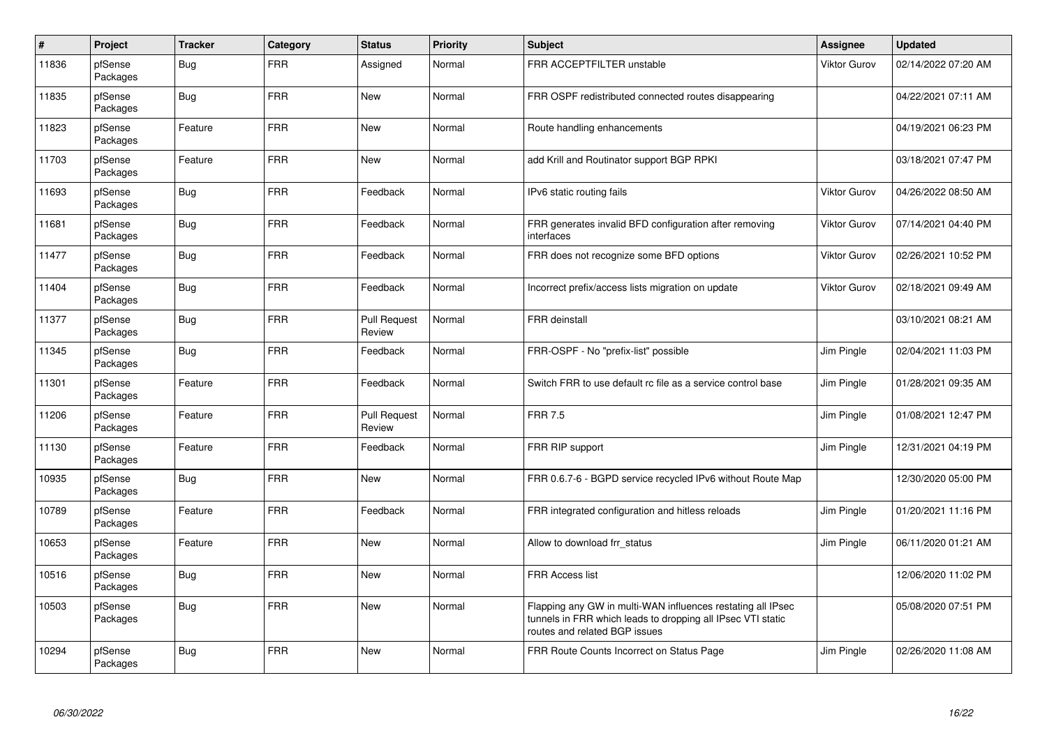| # | Project | Tracker | Category | Status | Priority | Subject | Assignee | Updated |
|---|---|---|---|---|---|---|---|---|
| 11836 | pfSense Packages | Bug | FRR | Assigned | Normal | FRR ACCEPTFILTER unstable | Viktor Gurov | 02/14/2022 07:20 AM |
| 11835 | pfSense Packages | Bug | FRR | New | Normal | FRR OSPF redistributed connected routes disappearing | | 04/22/2021 07:11 AM |
| 11823 | pfSense Packages | Feature | FRR | New | Normal | Route handling enhancements | | 04/19/2021 06:23 PM |
| 11703 | pfSense Packages | Feature | FRR | New | Normal | add Krill and Routinator support BGP RPKI | | 03/18/2021 07:47 PM |
| 11693 | pfSense Packages | Bug | FRR | Feedback | Normal | IPv6 static routing fails | Viktor Gurov | 04/26/2022 08:50 AM |
| 11681 | pfSense Packages | Bug | FRR | Feedback | Normal | FRR generates invalid BFD configuration after removing interfaces | Viktor Gurov | 07/14/2021 04:40 PM |
| 11477 | pfSense Packages | Bug | FRR | Feedback | Normal | FRR does not recognize some BFD options | Viktor Gurov | 02/26/2021 10:52 PM |
| 11404 | pfSense Packages | Bug | FRR | Feedback | Normal | Incorrect prefix/access lists migration on update | Viktor Gurov | 02/18/2021 09:49 AM |
| 11377 | pfSense Packages | Bug | FRR | Pull Request Review | Normal | FRR deinstall | | 03/10/2021 08:21 AM |
| 11345 | pfSense Packages | Bug | FRR | Feedback | Normal | FRR-OSPF - No "prefix-list" possible | Jim Pingle | 02/04/2021 11:03 PM |
| 11301 | pfSense Packages | Feature | FRR | Feedback | Normal | Switch FRR to use default rc file as a service control base | Jim Pingle | 01/28/2021 09:35 AM |
| 11206 | pfSense Packages | Feature | FRR | Pull Request Review | Normal | FRR 7.5 | Jim Pingle | 01/08/2021 12:47 PM |
| 11130 | pfSense Packages | Feature | FRR | Feedback | Normal | FRR RIP support | Jim Pingle | 12/31/2021 04:19 PM |
| 10935 | pfSense Packages | Bug | FRR | New | Normal | FRR 0.6.7-6 - BGPD service recycled IPv6 without Route Map | | 12/30/2020 05:00 PM |
| 10789 | pfSense Packages | Feature | FRR | Feedback | Normal | FRR integrated configuration and hitless reloads | Jim Pingle | 01/20/2021 11:16 PM |
| 10653 | pfSense Packages | Feature | FRR | New | Normal | Allow to download frr_status | Jim Pingle | 06/11/2020 01:21 AM |
| 10516 | pfSense Packages | Bug | FRR | New | Normal | FRR Access list | | 12/06/2020 11:02 PM |
| 10503 | pfSense Packages | Bug | FRR | New | Normal | Flapping any GW in multi-WAN influences restating all IPsec tunnels in FRR which leads to dropping all IPsec VTI static routes and related BGP issues | | 05/08/2020 07:51 PM |
| 10294 | pfSense Packages | Bug | FRR | New | Normal | FRR Route Counts Incorrect on Status Page | Jim Pingle | 02/26/2020 11:08 AM |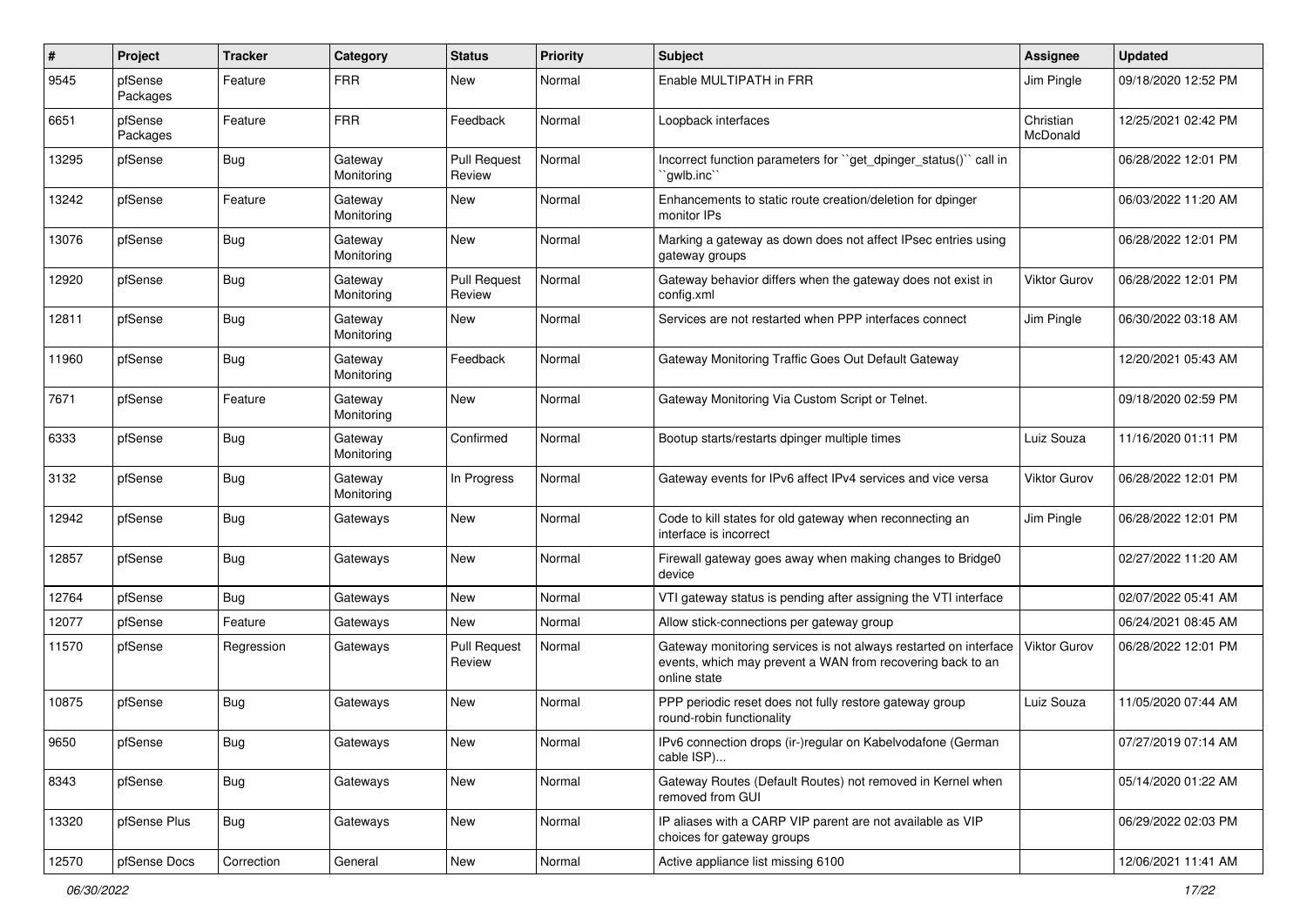| # | Project | Tracker | Category | Status | Priority | Subject | Assignee | Updated |
|---|---|---|---|---|---|---|---|---|
| 9545 | pfSense Packages | Feature | FRR | New | Normal | Enable MULTIPATH in FRR | Jim Pingle | 09/18/2020 12:52 PM |
| 6651 | pfSense Packages | Feature | FRR | Feedback | Normal | Loopback interfaces | Christian McDonald | 12/25/2021 02:42 PM |
| 13295 | pfSense | Bug | Gateway Monitoring | Pull Request Review | Normal | Incorrect function parameters for ``get_dpinger_status()`` call in ``gwlb.inc`` | | 06/28/2022 12:01 PM |
| 13242 | pfSense | Feature | Gateway Monitoring | New | Normal | Enhancements to static route creation/deletion for dpinger monitor IPs | | 06/03/2022 11:20 AM |
| 13076 | pfSense | Bug | Gateway Monitoring | New | Normal | Marking a gateway as down does not affect IPsec entries using gateway groups | | 06/28/2022 12:01 PM |
| 12920 | pfSense | Bug | Gateway Monitoring | Pull Request Review | Normal | Gateway behavior differs when the gateway does not exist in config.xml | Viktor Gurov | 06/28/2022 12:01 PM |
| 12811 | pfSense | Bug | Gateway Monitoring | New | Normal | Services are not restarted when PPP interfaces connect | Jim Pingle | 06/30/2022 03:18 AM |
| 11960 | pfSense | Bug | Gateway Monitoring | Feedback | Normal | Gateway Monitoring Traffic Goes Out Default Gateway | | 12/20/2021 05:43 AM |
| 7671 | pfSense | Feature | Gateway Monitoring | New | Normal | Gateway Monitoring Via Custom Script or Telnet. | | 09/18/2020 02:59 PM |
| 6333 | pfSense | Bug | Gateway Monitoring | Confirmed | Normal | Bootup starts/restarts dpinger multiple times | Luiz Souza | 11/16/2020 01:11 PM |
| 3132 | pfSense | Bug | Gateway Monitoring | In Progress | Normal | Gateway events for IPv6 affect IPv4 services and vice versa | Viktor Gurov | 06/28/2022 12:01 PM |
| 12942 | pfSense | Bug | Gateways | New | Normal | Code to kill states for old gateway when reconnecting an interface is incorrect | Jim Pingle | 06/28/2022 12:01 PM |
| 12857 | pfSense | Bug | Gateways | New | Normal | Firewall gateway goes away when making changes to Bridge0 device | | 02/27/2022 11:20 AM |
| 12764 | pfSense | Bug | Gateways | New | Normal | VTI gateway status is pending after assigning the VTI interface | | 02/07/2022 05:41 AM |
| 12077 | pfSense | Feature | Gateways | New | Normal | Allow stick-connections per gateway group | | 06/24/2021 08:45 AM |
| 11570 | pfSense | Regression | Gateways | Pull Request Review | Normal | Gateway monitoring services is not always restarted on interface events, which may prevent a WAN from recovering back to an online state | Viktor Gurov | 06/28/2022 12:01 PM |
| 10875 | pfSense | Bug | Gateways | New | Normal | PPP periodic reset does not fully restore gateway group round-robin functionality | Luiz Souza | 11/05/2020 07:44 AM |
| 9650 | pfSense | Bug | Gateways | New | Normal | IPv6 connection drops (ir-)regular on Kabelvodafone (German cable ISP)... | | 07/27/2019 07:14 AM |
| 8343 | pfSense | Bug | Gateways | New | Normal | Gateway Routes (Default Routes) not removed in Kernel when removed from GUI | | 05/14/2020 01:22 AM |
| 13320 | pfSense Plus | Bug | Gateways | New | Normal | IP aliases with a CARP VIP parent are not available as VIP choices for gateway groups | | 06/29/2022 02:03 PM |
| 12570 | pfSense Docs | Correction | General | New | Normal | Active appliance list missing 6100 | | 12/06/2021 11:41 AM |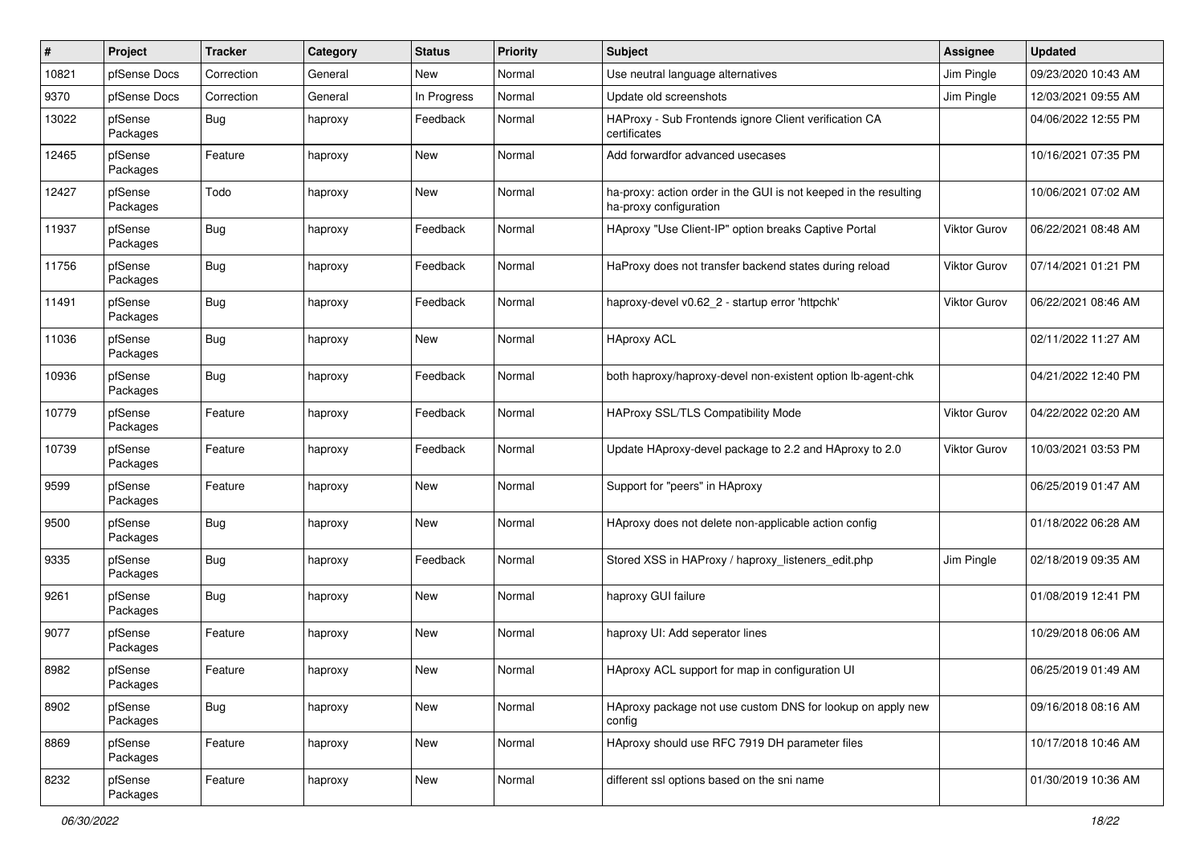| # | Project | Tracker | Category | Status | Priority | Subject | Assignee | Updated |
|---|---|---|---|---|---|---|---|---|
| 10821 | pfSense Docs | Correction | General | New | Normal | Use neutral language alternatives | Jim Pingle | 09/23/2020 10:43 AM |
| 9370 | pfSense Docs | Correction | General | In Progress | Normal | Update old screenshots | Jim Pingle | 12/03/2021 09:55 AM |
| 13022 | pfSense Packages | Bug | haproxy | Feedback | Normal | HAProxy - Sub Frontends ignore Client verification CA certificates | | 04/06/2022 12:55 PM |
| 12465 | pfSense Packages | Feature | haproxy | New | Normal | Add forwardfor advanced usecases | | 10/16/2021 07:35 PM |
| 12427 | pfSense Packages | Todo | haproxy | New | Normal | ha-proxy: action order in the GUI is not keeped in the resulting ha-proxy configuration | | 10/06/2021 07:02 AM |
| 11937 | pfSense Packages | Bug | haproxy | Feedback | Normal | HAproxy "Use Client-IP" option breaks Captive Portal | Viktor Gurov | 06/22/2021 08:48 AM |
| 11756 | pfSense Packages | Bug | haproxy | Feedback | Normal | HaProxy does not transfer backend states during reload | Viktor Gurov | 07/14/2021 01:21 PM |
| 11491 | pfSense Packages | Bug | haproxy | Feedback | Normal | haproxy-devel v0.62_2 - startup error 'httpchk' | Viktor Gurov | 06/22/2021 08:46 AM |
| 11036 | pfSense Packages | Bug | haproxy | New | Normal | HAproxy ACL | | 02/11/2022 11:27 AM |
| 10936 | pfSense Packages | Bug | haproxy | Feedback | Normal | both haproxy/haproxy-devel non-existent option lb-agent-chk | | 04/21/2022 12:40 PM |
| 10779 | pfSense Packages | Feature | haproxy | Feedback | Normal | HAProxy SSL/TLS Compatibility Mode | Viktor Gurov | 04/22/2022 02:20 AM |
| 10739 | pfSense Packages | Feature | haproxy | Feedback | Normal | Update HAproxy-devel package to 2.2 and HAproxy to 2.0 | Viktor Gurov | 10/03/2021 03:53 PM |
| 9599 | pfSense Packages | Feature | haproxy | New | Normal | Support for "peers" in HAproxy | | 06/25/2019 01:47 AM |
| 9500 | pfSense Packages | Bug | haproxy | New | Normal | HAproxy does not delete non-applicable action config | | 01/18/2022 06:28 AM |
| 9335 | pfSense Packages | Bug | haproxy | Feedback | Normal | Stored XSS in HAProxy / haproxy_listeners_edit.php | Jim Pingle | 02/18/2019 09:35 AM |
| 9261 | pfSense Packages | Bug | haproxy | New | Normal | haproxy GUI failure | | 01/08/2019 12:41 PM |
| 9077 | pfSense Packages | Feature | haproxy | New | Normal | haproxy UI: Add seperator lines | | 10/29/2018 06:06 AM |
| 8982 | pfSense Packages | Feature | haproxy | New | Normal | HAproxy ACL support for map in configuration UI | | 06/25/2019 01:49 AM |
| 8902 | pfSense Packages | Bug | haproxy | New | Normal | HAproxy package not use custom DNS for lookup on apply new config | | 09/16/2018 08:16 AM |
| 8869 | pfSense Packages | Feature | haproxy | New | Normal | HAproxy should use RFC 7919 DH parameter files | | 10/17/2018 10:46 AM |
| 8232 | pfSense Packages | Feature | haproxy | New | Normal | different ssl options based on the sni name | | 01/30/2019 10:36 AM |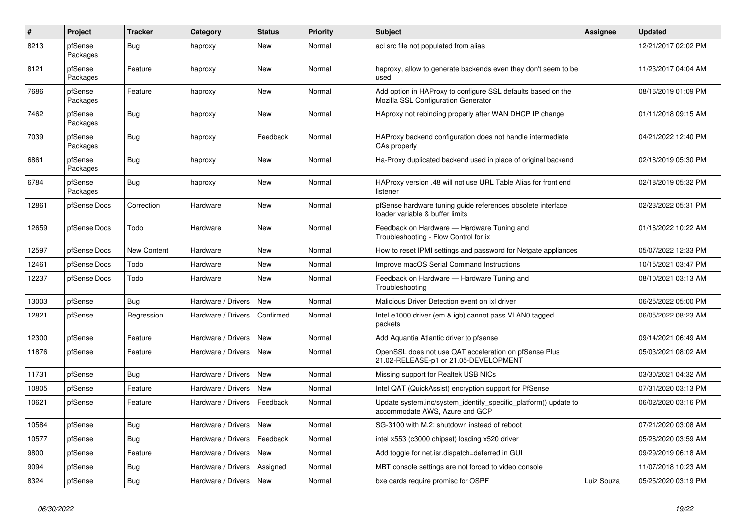| # | Project | Tracker | Category | Status | Priority | Subject | Assignee | Updated |
|---|---|---|---|---|---|---|---|---|
| 8213 | pfSense Packages | Bug | haproxy | New | Normal | acl src file not populated from alias | | 12/21/2017 02:02 PM |
| 8121 | pfSense Packages | Feature | haproxy | New | Normal | haproxy, allow to generate backends even they don't seem to be used | | 11/23/2017 04:04 AM |
| 7686 | pfSense Packages | Feature | haproxy | New | Normal | Add option in HAProxy to configure SSL defaults based on the Mozilla SSL Configuration Generator | | 08/16/2019 01:09 PM |
| 7462 | pfSense Packages | Bug | haproxy | New | Normal | HAproxy not rebinding properly after WAN DHCP IP change | | 01/11/2018 09:15 AM |
| 7039 | pfSense Packages | Bug | haproxy | Feedback | Normal | HAProxy backend configuration does not handle intermediate CAs properly | | 04/21/2022 12:40 PM |
| 6861 | pfSense Packages | Bug | haproxy | New | Normal | Ha-Proxy duplicated backend used in place of original backend | | 02/18/2019 05:30 PM |
| 6784 | pfSense Packages | Bug | haproxy | New | Normal | HAProxy version .48 will not use URL Table Alias for front end listener | | 02/18/2019 05:32 PM |
| 12861 | pfSense Docs | Correction | Hardware | New | Normal | pfSense hardware tuning guide references obsolete interface loader variable & buffer limits | | 02/23/2022 05:31 PM |
| 12659 | pfSense Docs | Todo | Hardware | New | Normal | Feedback on Hardware — Hardware Tuning and Troubleshooting - Flow Control for ix | | 01/16/2022 10:22 AM |
| 12597 | pfSense Docs | New Content | Hardware | New | Normal | How to reset IPMI settings and password for Netgate appliances | | 05/07/2022 12:33 PM |
| 12461 | pfSense Docs | Todo | Hardware | New | Normal | Improve macOS Serial Command Instructions | | 10/15/2021 03:47 PM |
| 12237 | pfSense Docs | Todo | Hardware | New | Normal | Feedback on Hardware — Hardware Tuning and Troubleshooting | | 08/10/2021 03:13 AM |
| 13003 | pfSense | Bug | Hardware / Drivers | New | Normal | Malicious Driver Detection event on ixl driver | | 06/25/2022 05:00 PM |
| 12821 | pfSense | Regression | Hardware / Drivers | Confirmed | Normal | Intel e1000 driver (em & igb) cannot pass VLAN0 tagged packets | | 06/05/2022 08:23 AM |
| 12300 | pfSense | Feature | Hardware / Drivers | New | Normal | Add Aquantia Atlantic driver to pfsense | | 09/14/2021 06:49 AM |
| 11876 | pfSense | Feature | Hardware / Drivers | New | Normal | OpenSSL does not use QAT acceleration on pfSense Plus 21.02-RELEASE-p1 or 21.05-DEVELOPMENT | | 05/03/2021 08:02 AM |
| 11731 | pfSense | Bug | Hardware / Drivers | New | Normal | Missing support for Realtek USB NICs | | 03/30/2021 04:32 AM |
| 10805 | pfSense | Feature | Hardware / Drivers | New | Normal | Intel QAT (QuickAssist) encryption support for PfSense | | 07/31/2020 03:13 PM |
| 10621 | pfSense | Feature | Hardware / Drivers | Feedback | Normal | Update system.inc/system_identify_specific_platform() update to accommodate AWS, Azure and GCP | | 06/02/2020 03:16 PM |
| 10584 | pfSense | Bug | Hardware / Drivers | New | Normal | SG-3100 with M.2: shutdown instead of reboot | | 07/21/2020 03:08 AM |
| 10577 | pfSense | Bug | Hardware / Drivers | Feedback | Normal | intel x553 (c3000 chipset) loading x520 driver | | 05/28/2020 03:59 AM |
| 9800 | pfSense | Feature | Hardware / Drivers | New | Normal | Add toggle for net.isr.dispatch=deferred in GUI | | 09/29/2019 06:18 AM |
| 9094 | pfSense | Bug | Hardware / Drivers | Assigned | Normal | MBT console settings are not forced to video console | | 11/07/2018 10:23 AM |
| 8324 | pfSense | Bug | Hardware / Drivers | New | Normal | bxe cards require promisc for OSPF | Luiz Souza | 05/25/2020 03:19 PM |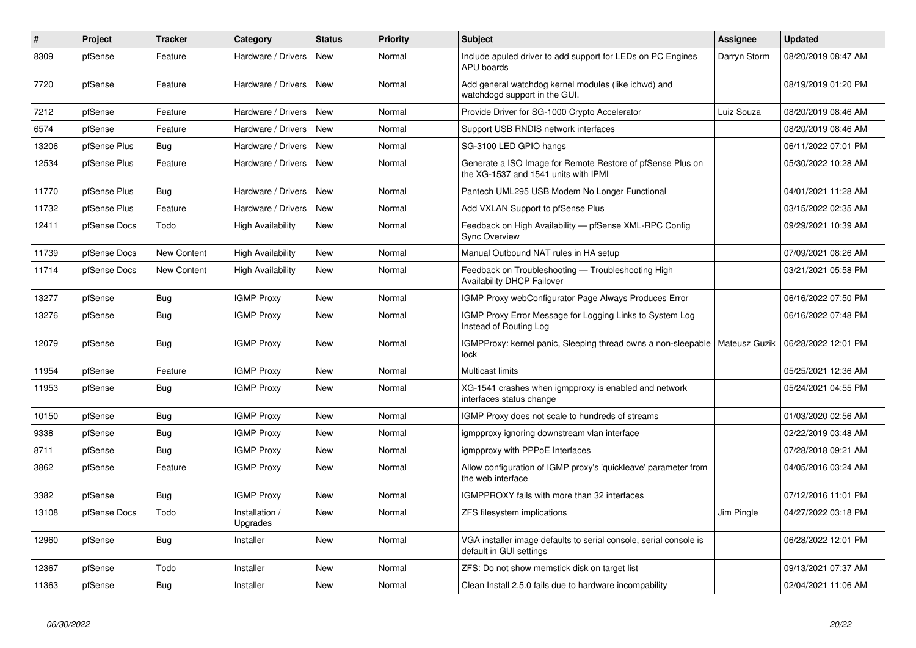| # | Project | Tracker | Category | Status | Priority | Subject | Assignee | Updated |
|---|---|---|---|---|---|---|---|---|
| 8309 | pfSense | Feature | Hardware / Drivers | New | Normal | Include apuled driver to add support for LEDs on PC Engines APU boards | Darryn Storm | 08/20/2019 08:47 AM |
| 7720 | pfSense | Feature | Hardware / Drivers | New | Normal | Add general watchdog kernel modules (like ichwd) and watchdogd support in the GUI. | | 08/19/2019 01:20 PM |
| 7212 | pfSense | Feature | Hardware / Drivers | New | Normal | Provide Driver for SG-1000 Crypto Accelerator | Luiz Souza | 08/20/2019 08:46 AM |
| 6574 | pfSense | Feature | Hardware / Drivers | New | Normal | Support USB RNDIS network interfaces | | 08/20/2019 08:46 AM |
| 13206 | pfSense Plus | Bug | Hardware / Drivers | New | Normal | SG-3100 LED GPIO hangs | | 06/11/2022 07:01 PM |
| 12534 | pfSense Plus | Feature | Hardware / Drivers | New | Normal | Generate a ISO Image for Remote Restore of pfSense Plus on the XG-1537 and 1541 units with IPMI | | 05/30/2022 10:28 AM |
| 11770 | pfSense Plus | Bug | Hardware / Drivers | New | Normal | Pantech UML295 USB Modem No Longer Functional | | 04/01/2021 11:28 AM |
| 11732 | pfSense Plus | Feature | Hardware / Drivers | New | Normal | Add VXLAN Support to pfSense Plus | | 03/15/2022 02:35 AM |
| 12411 | pfSense Docs | Todo | High Availability | New | Normal | Feedback on High Availability — pfSense XML-RPC Config Sync Overview | | 09/29/2021 10:39 AM |
| 11739 | pfSense Docs | New Content | High Availability | New | Normal | Manual Outbound NAT rules in HA setup | | 07/09/2021 08:26 AM |
| 11714 | pfSense Docs | New Content | High Availability | New | Normal | Feedback on Troubleshooting — Troubleshooting High Availability DHCP Failover | | 03/21/2021 05:58 PM |
| 13277 | pfSense | Bug | IGMP Proxy | New | Normal | IGMP Proxy webConfigurator Page Always Produces Error | | 06/16/2022 07:50 PM |
| 13276 | pfSense | Bug | IGMP Proxy | New | Normal | IGMP Proxy Error Message for Logging Links to System Log Instead of Routing Log | | 06/16/2022 07:48 PM |
| 12079 | pfSense | Bug | IGMP Proxy | New | Normal | IGMPProxy: kernel panic, Sleeping thread owns a non-sleepable lock | Mateusz Guzik | 06/28/2022 12:01 PM |
| 11954 | pfSense | Feature | IGMP Proxy | New | Normal | Multicast limits | | 05/25/2021 12:36 AM |
| 11953 | pfSense | Bug | IGMP Proxy | New | Normal | XG-1541 crashes when igmpproxy is enabled and network interfaces status change | | 05/24/2021 04:55 PM |
| 10150 | pfSense | Bug | IGMP Proxy | New | Normal | IGMP Proxy does not scale to hundreds of streams | | 01/03/2020 02:56 AM |
| 9338 | pfSense | Bug | IGMP Proxy | New | Normal | igmpproxy ignoring downstream vlan interface | | 02/22/2019 03:48 AM |
| 8711 | pfSense | Bug | IGMP Proxy | New | Normal | igmpproxy with PPPoE Interfaces | | 07/28/2018 09:21 AM |
| 3862 | pfSense | Feature | IGMP Proxy | New | Normal | Allow configuration of IGMP proxy's 'quickleave' parameter from the web interface | | 04/05/2016 03:24 AM |
| 3382 | pfSense | Bug | IGMP Proxy | New | Normal | IGMPPROXY fails with more than 32 interfaces | | 07/12/2016 11:01 PM |
| 13108 | pfSense Docs | Todo | Installation / Upgrades | New | Normal | ZFS filesystem implications | Jim Pingle | 04/27/2022 03:18 PM |
| 12960 | pfSense | Bug | Installer | New | Normal | VGA installer image defaults to serial console, serial console is default in GUI settings | | 06/28/2022 12:01 PM |
| 12367 | pfSense | Todo | Installer | New | Normal | ZFS: Do not show memstick disk on target list | | 09/13/2021 07:37 AM |
| 11363 | pfSense | Bug | Installer | New | Normal | Clean Install 2.5.0 fails due to hardware incompability | | 02/04/2021 11:06 AM |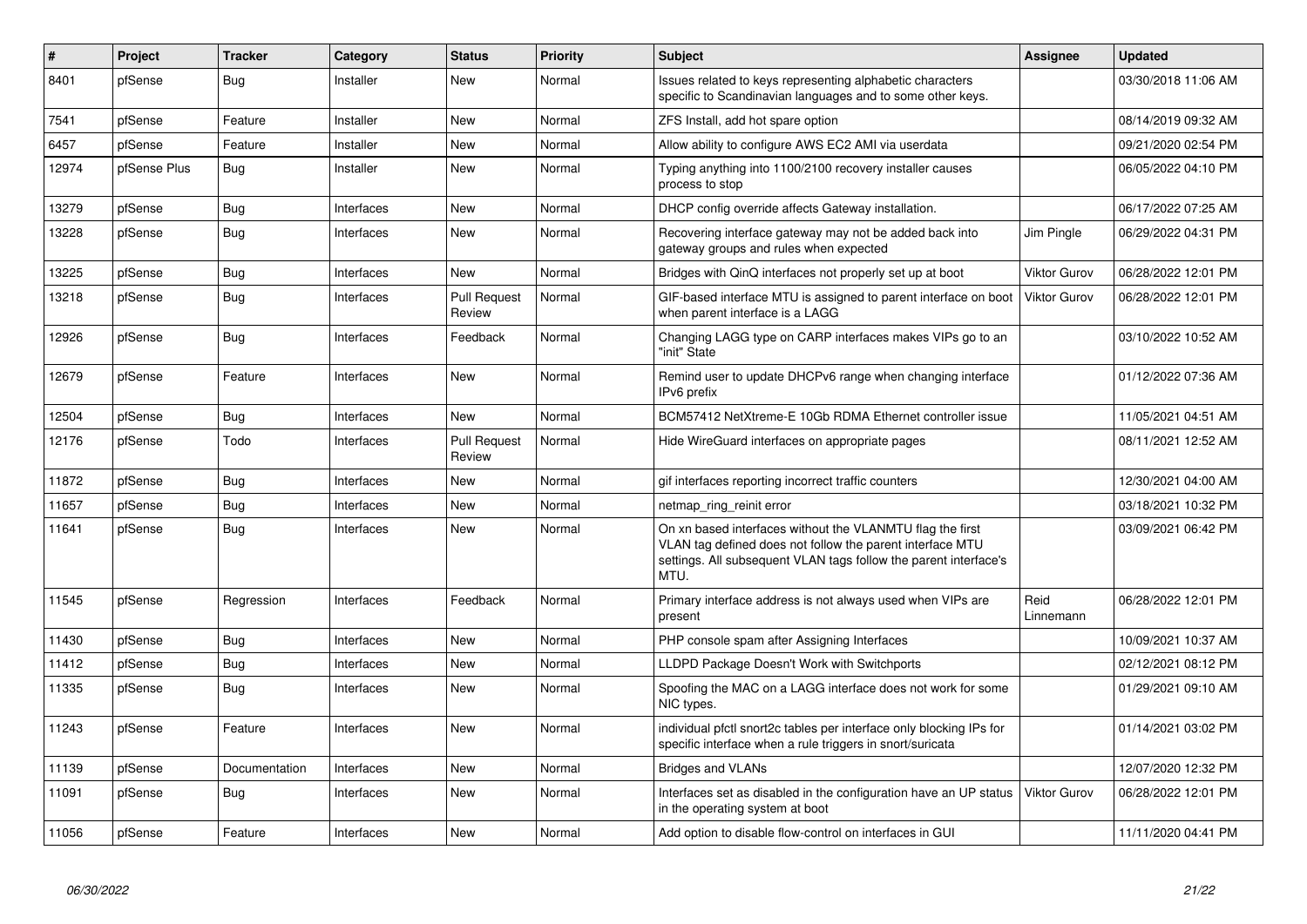| # | Project | Tracker | Category | Status | Priority | Subject | Assignee | Updated |
|---|---|---|---|---|---|---|---|---|
| 8401 | pfSense | Bug | Installer | New | Normal | Issues related to keys representing alphabetic characters specific to Scandinavian languages and to some other keys. | | 03/30/2018 11:06 AM |
| 7541 | pfSense | Feature | Installer | New | Normal | ZFS Install, add hot spare option | | 08/14/2019 09:32 AM |
| 6457 | pfSense | Feature | Installer | New | Normal | Allow ability to configure AWS EC2 AMI via userdata | | 09/21/2020 02:54 PM |
| 12974 | pfSense Plus | Bug | Installer | New | Normal | Typing anything into 1100/2100 recovery installer causes process to stop | | 06/05/2022 04:10 PM |
| 13279 | pfSense | Bug | Interfaces | New | Normal | DHCP config override affects Gateway installation. | | 06/17/2022 07:25 AM |
| 13228 | pfSense | Bug | Interfaces | New | Normal | Recovering interface gateway may not be added back into gateway groups and rules when expected | Jim Pingle | 06/29/2022 04:31 PM |
| 13225 | pfSense | Bug | Interfaces | New | Normal | Bridges with QinQ interfaces not properly set up at boot | Viktor Gurov | 06/28/2022 12:01 PM |
| 13218 | pfSense | Bug | Interfaces | Pull Request Review | Normal | GIF-based interface MTU is assigned to parent interface on boot when parent interface is a LAGG | Viktor Gurov | 06/28/2022 12:01 PM |
| 12926 | pfSense | Bug | Interfaces | Feedback | Normal | Changing LAGG type on CARP interfaces makes VIPs go to an "init" State | | 03/10/2022 10:52 AM |
| 12679 | pfSense | Feature | Interfaces | New | Normal | Remind user to update DHCPv6 range when changing interface IPv6 prefix | | 01/12/2022 07:36 AM |
| 12504 | pfSense | Bug | Interfaces | New | Normal | BCM57412 NetXtreme-E 10Gb RDMA Ethernet controller issue | | 11/05/2021 04:51 AM |
| 12176 | pfSense | Todo | Interfaces | Pull Request Review | Normal | Hide WireGuard interfaces on appropriate pages | | 08/11/2021 12:52 AM |
| 11872 | pfSense | Bug | Interfaces | New | Normal | gif interfaces reporting incorrect traffic counters | | 12/30/2021 04:00 AM |
| 11657 | pfSense | Bug | Interfaces | New | Normal | netmap_ring_reinit error | | 03/18/2021 10:32 PM |
| 11641 | pfSense | Bug | Interfaces | New | Normal | On xn based interfaces without the VLANMTU flag the first VLAN tag defined does not follow the parent interface MTU settings. All subsequent VLAN tags follow the parent interface's MTU. | | 03/09/2021 06:42 PM |
| 11545 | pfSense | Regression | Interfaces | Feedback | Normal | Primary interface address is not always used when VIPs are present | Reid Linnemann | 06/28/2022 12:01 PM |
| 11430 | pfSense | Bug | Interfaces | New | Normal | PHP console spam after Assigning Interfaces | | 10/09/2021 10:37 AM |
| 11412 | pfSense | Bug | Interfaces | New | Normal | LLDPD Package Doesn't Work with Switchports | | 02/12/2021 08:12 PM |
| 11335 | pfSense | Bug | Interfaces | New | Normal | Spoofing the MAC on a LAGG interface does not work for some NIC types. | | 01/29/2021 09:10 AM |
| 11243 | pfSense | Feature | Interfaces | New | Normal | individual pfctl snort2c tables per interface only blocking IPs for specific interface when a rule triggers in snort/suricata | | 01/14/2021 03:02 PM |
| 11139 | pfSense | Documentation | Interfaces | New | Normal | Bridges and VLANs | | 12/07/2020 12:32 PM |
| 11091 | pfSense | Bug | Interfaces | New | Normal | Interfaces set as disabled in the configuration have an UP status in the operating system at boot | Viktor Gurov | 06/28/2022 12:01 PM |
| 11056 | pfSense | Feature | Interfaces | New | Normal | Add option to disable flow-control on interfaces in GUI | | 11/11/2020 04:41 PM |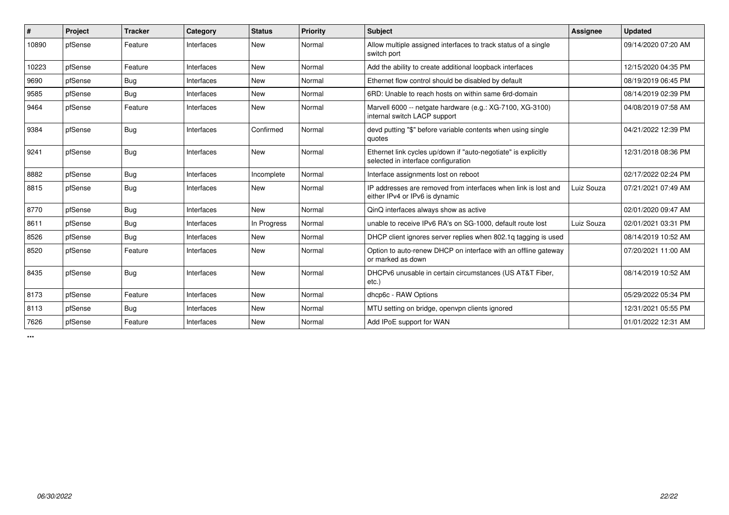| # | Project | Tracker | Category | Status | Priority | Subject | Assignee | Updated |
|---|---|---|---|---|---|---|---|---|
| 10890 | pfSense | Feature | Interfaces | New | Normal | Allow multiple assigned interfaces to track status of a single switch port | | 09/14/2020 07:20 AM |
| 10223 | pfSense | Feature | Interfaces | New | Normal | Add the ability to create additional loopback interfaces | | 12/15/2020 04:35 PM |
| 9690 | pfSense | Bug | Interfaces | New | Normal | Ethernet flow control should be disabled by default | | 08/19/2019 06:45 PM |
| 9585 | pfSense | Bug | Interfaces | New | Normal | 6RD: Unable to reach hosts on within same 6rd-domain | | 08/14/2019 02:39 PM |
| 9464 | pfSense | Feature | Interfaces | New | Normal | Marvell 6000 -- netgate hardware (e.g.: XG-7100, XG-3100) internal switch LACP support | | 04/08/2019 07:58 AM |
| 9384 | pfSense | Bug | Interfaces | Confirmed | Normal | devd putting "$" before variable contents when using single quotes | | 04/21/2022 12:39 PM |
| 9241 | pfSense | Bug | Interfaces | New | Normal | Ethernet link cycles up/down if "auto-negotiate" is explicitly selected in interface configuration | | 12/31/2018 08:36 PM |
| 8882 | pfSense | Bug | Interfaces | Incomplete | Normal | Interface assignments lost on reboot | | 02/17/2022 02:24 PM |
| 8815 | pfSense | Bug | Interfaces | New | Normal | IP addresses are removed from interfaces when link is lost and either IPv4 or IPv6 is dynamic | Luiz Souza | 07/21/2021 07:49 AM |
| 8770 | pfSense | Bug | Interfaces | New | Normal | QinQ interfaces always show as active | | 02/01/2020 09:47 AM |
| 8611 | pfSense | Bug | Interfaces | In Progress | Normal | unable to receive IPv6 RA's on SG-1000, default route lost | Luiz Souza | 02/01/2021 03:31 PM |
| 8526 | pfSense | Bug | Interfaces | New | Normal | DHCP client ignores server replies when 802.1q tagging is used | | 08/14/2019 10:52 AM |
| 8520 | pfSense | Feature | Interfaces | New | Normal | Option to auto-renew DHCP on interface with an offline gateway or marked as down | | 07/20/2021 11:00 AM |
| 8435 | pfSense | Bug | Interfaces | New | Normal | DHCPv6 unusable in certain circumstances (US AT&T Fiber, etc.) | | 08/14/2019 10:52 AM |
| 8173 | pfSense | Feature | Interfaces | New | Normal | dhcp6c - RAW Options | | 05/29/2022 05:34 PM |
| 8113 | pfSense | Bug | Interfaces | New | Normal | MTU setting on bridge, openvpn clients ignored | | 12/31/2021 05:55 PM |
| 7626 | pfSense | Feature | Interfaces | New | Normal | Add IPoE support for WAN | | 01/01/2022 12:31 AM |

...